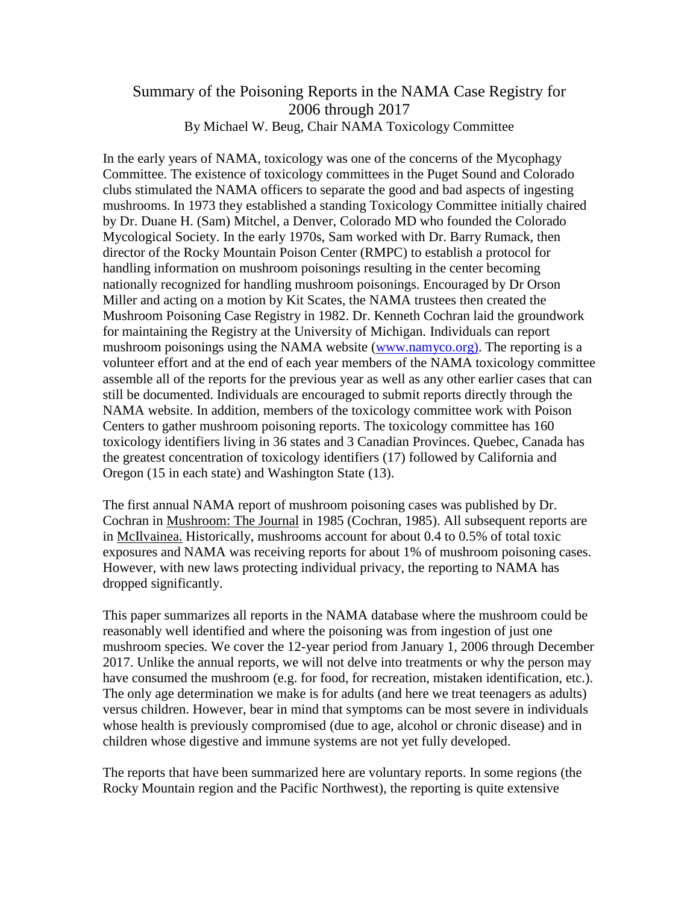# Summary of the Poisoning Reports in the NAMA Case Registry for 2006 through 2017

By Michael W. Beug, Chair NAMA Toxicology Committee

In the early years of NAMA, toxicology was one of the concerns of the Mycophagy Committee. The existence of toxicology committees in the Puget Sound and Colorado clubs stimulated the NAMA officers to separate the good and bad aspects of ingesting mushrooms. In 1973 they established a standing Toxicology Committee initially chaired by Dr. Duane H. (Sam) Mitchel, a Denver, Colorado MD who founded the Colorado Mycological Society. In the early 1970s, Sam worked with Dr. Barry Rumack, then director of the Rocky Mountain Poison Center (RMPC) to establish a protocol for handling information on mushroom poisonings resulting in the center becoming nationally recognized for handling mushroom poisonings. Encouraged by Dr Orson Miller and acting on a motion by Kit Scates, the NAMA trustees then created the Mushroom Poisoning Case Registry in 1982. Dr. Kenneth Cochran laid the groundwork for maintaining the Registry at the University of Michigan. Individuals can report mushroom poisonings using the NAMA website (www.namyco.org). The reporting is a volunteer effort and at the end of each year members of the NAMA toxicology committee assemble all of the reports for the previous year as well as any other earlier cases that can still be documented. Individuals are encouraged to submit reports directly through the NAMA website. In addition, members of the toxicology committee work with Poison Centers to gather mushroom poisoning reports. The toxicology committee has 160 toxicology identifiers living in 36 states and 3 Canadian Provinces. Quebec, Canada has the greatest concentration of toxicology identifiers (17) followed by California and Oregon (15 in each state) and Washington State (13).

The first annual NAMA report of mushroom poisoning cases was published by Dr. Cochran in Mushroom: The Journal in 1985 (Cochran, 1985). All subsequent reports are in McIlvainea. Historically, mushrooms account for about 0.4 to 0.5% of total toxic exposures and NAMA was receiving reports for about 1% of mushroom poisoning cases. However, with new laws protecting individual privacy, the reporting to NAMA has dropped significantly.

This paper summarizes all reports in the NAMA database where the mushroom could be reasonably well identified and where the poisoning was from ingestion of just one mushroom species. We cover the 12-year period from January 1, 2006 through December 2017. Unlike the annual reports, we will not delve into treatments or why the person may have consumed the mushroom (e.g. for food, for recreation, mistaken identification, etc.). The only age determination we make is for adults (and here we treat teenagers as adults) versus children. However, bear in mind that symptoms can be most severe in individuals whose health is previously compromised (due to age, alcohol or chronic disease) and in children whose digestive and immune systems are not yet fully developed.

The reports that have been summarized here are voluntary reports. In some regions (the Rocky Mountain region and the Pacific Northwest), the reporting is quite extensive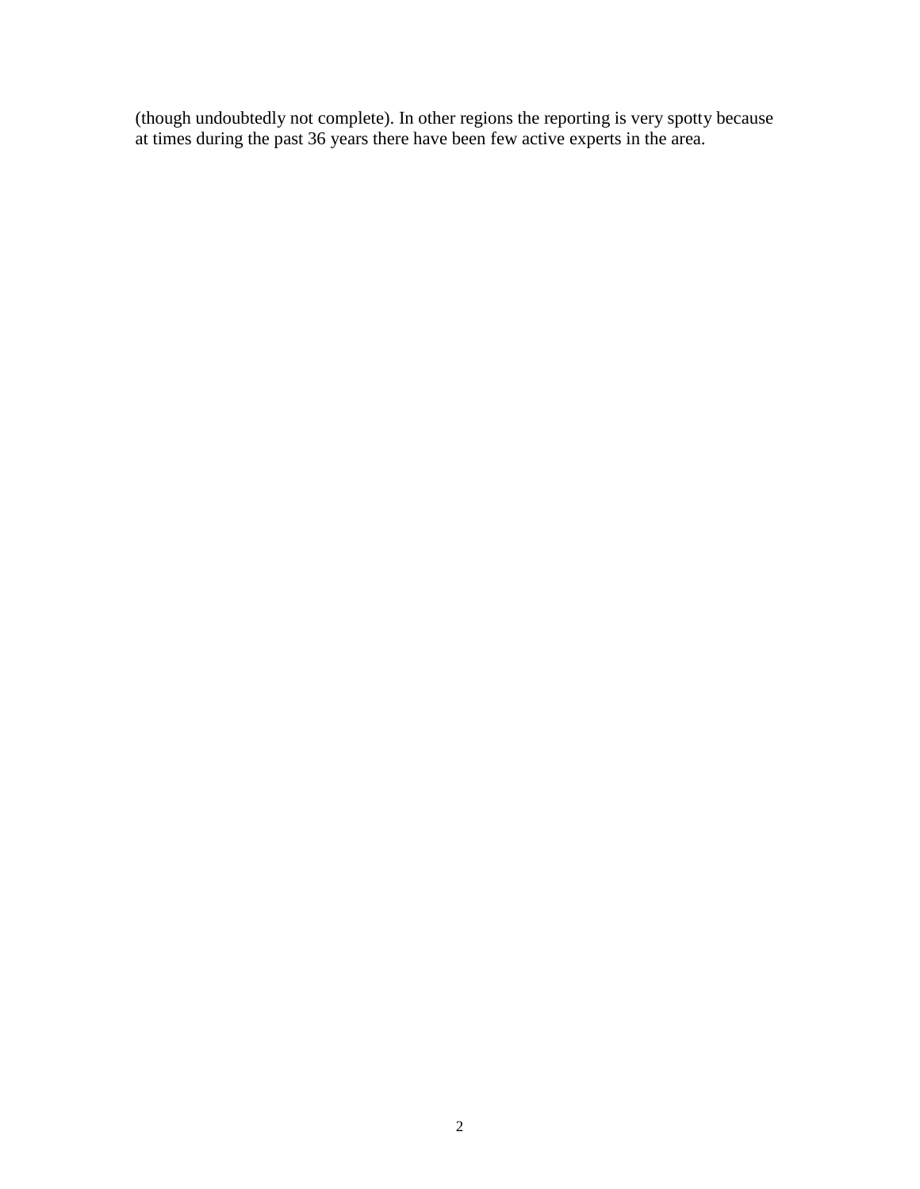(though undoubtedly not complete). In other regions the reporting is very spotty because at times during the past 36 years there have been few active experts in the area.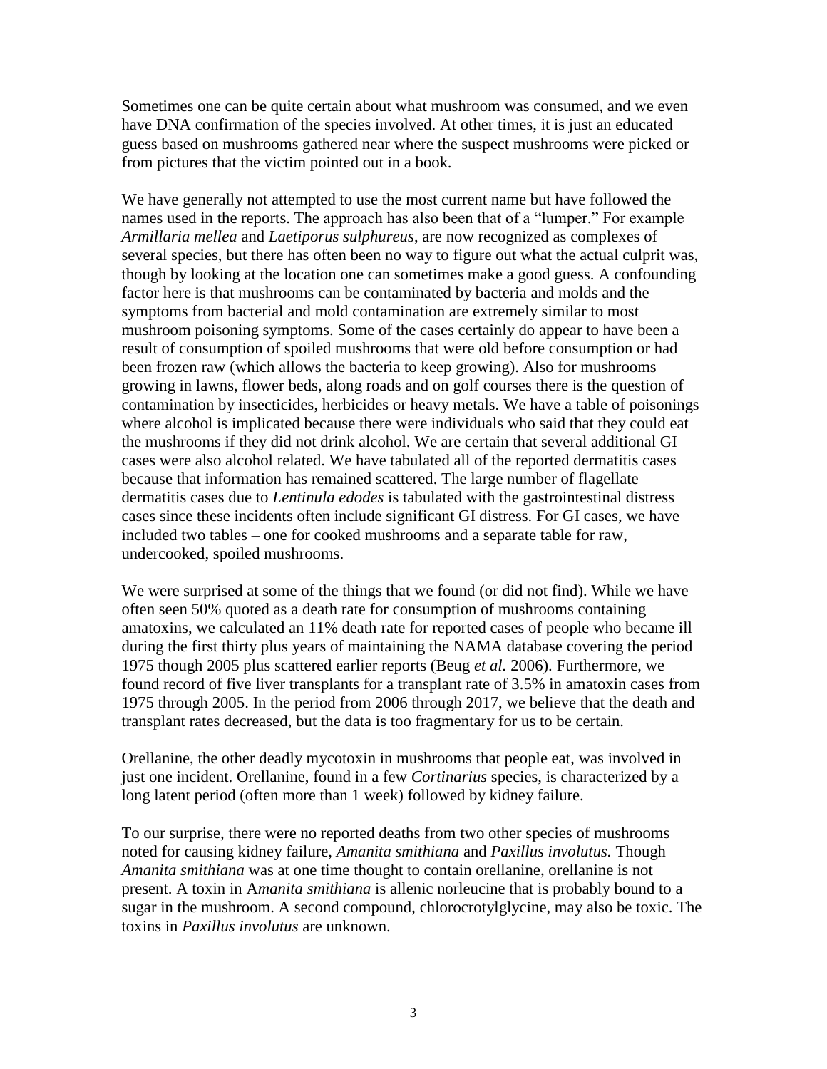Sometimes one can be quite certain about what mushroom was consumed, and we even have DNA confirmation of the species involved. At other times, it is just an educated guess based on mushrooms gathered near where the suspect mushrooms were picked or from pictures that the victim pointed out in a book.

We have generally not attempted to use the most current name but have followed the names used in the reports. The approach has also been that of a "lumper." For example *Armillaria mellea* and *Laetiporus sulphureus*, are now recognized as complexes of several species, but there has often been no way to figure out what the actual culprit was, though by looking at the location one can sometimes make a good guess. A confounding factor here is that mushrooms can be contaminated by bacteria and molds and the symptoms from bacterial and mold contamination are extremely similar to most mushroom poisoning symptoms. Some of the cases certainly do appear to have been a result of consumption of spoiled mushrooms that were old before consumption or had been frozen raw (which allows the bacteria to keep growing). Also for mushrooms growing in lawns, flower beds, along roads and on golf courses there is the question of contamination by insecticides, herbicides or heavy metals. We have a table of poisonings where alcohol is implicated because there were individuals who said that they could eat the mushrooms if they did not drink alcohol. We are certain that several additional GI cases were also alcohol related. We have tabulated all of the reported dermatitis cases because that information has remained scattered. The large number of flagellate dermatitis cases due to *Lentinula edodes* is tabulated with the gastrointestinal distress cases since these incidents often include significant GI distress. For GI cases, we have included two tables – one for cooked mushrooms and a separate table for raw, undercooked, spoiled mushrooms.

We were surprised at some of the things that we found (or did not find). While we have often seen 50% quoted as a death rate for consumption of mushrooms containing amatoxins, we calculated an 11% death rate for reported cases of people who became ill during the first thirty plus years of maintaining the NAMA database covering the period 1975 though 2005 plus scattered earlier reports (Beug *et al.* 2006). Furthermore, we found record of five liver transplants for a transplant rate of 3.5% in amatoxin cases from 1975 through 2005. In the period from 2006 through 2017, we believe that the death and transplant rates decreased, but the data is too fragmentary for us to be certain.

Orellanine, the other deadly mycotoxin in mushrooms that people eat, was involved in just one incident. Orellanine, found in a few *Cortinarius* species, is characterized by a long latent period (often more than 1 week) followed by kidney failure.

To our surprise, there were no reported deaths from two other species of mushrooms noted for causing kidney failure, *Amanita smithiana* and *Paxillus involutus.* Though *Amanita smithiana* was at one time thought to contain orellanine, orellanine is not present. A toxin in A*manita smithiana* is allenic norleucine that is probably bound to a sugar in the mushroom. A second compound, chlorocrotylglycine, may also be toxic. The toxins in *Paxillus involutus* are unknown.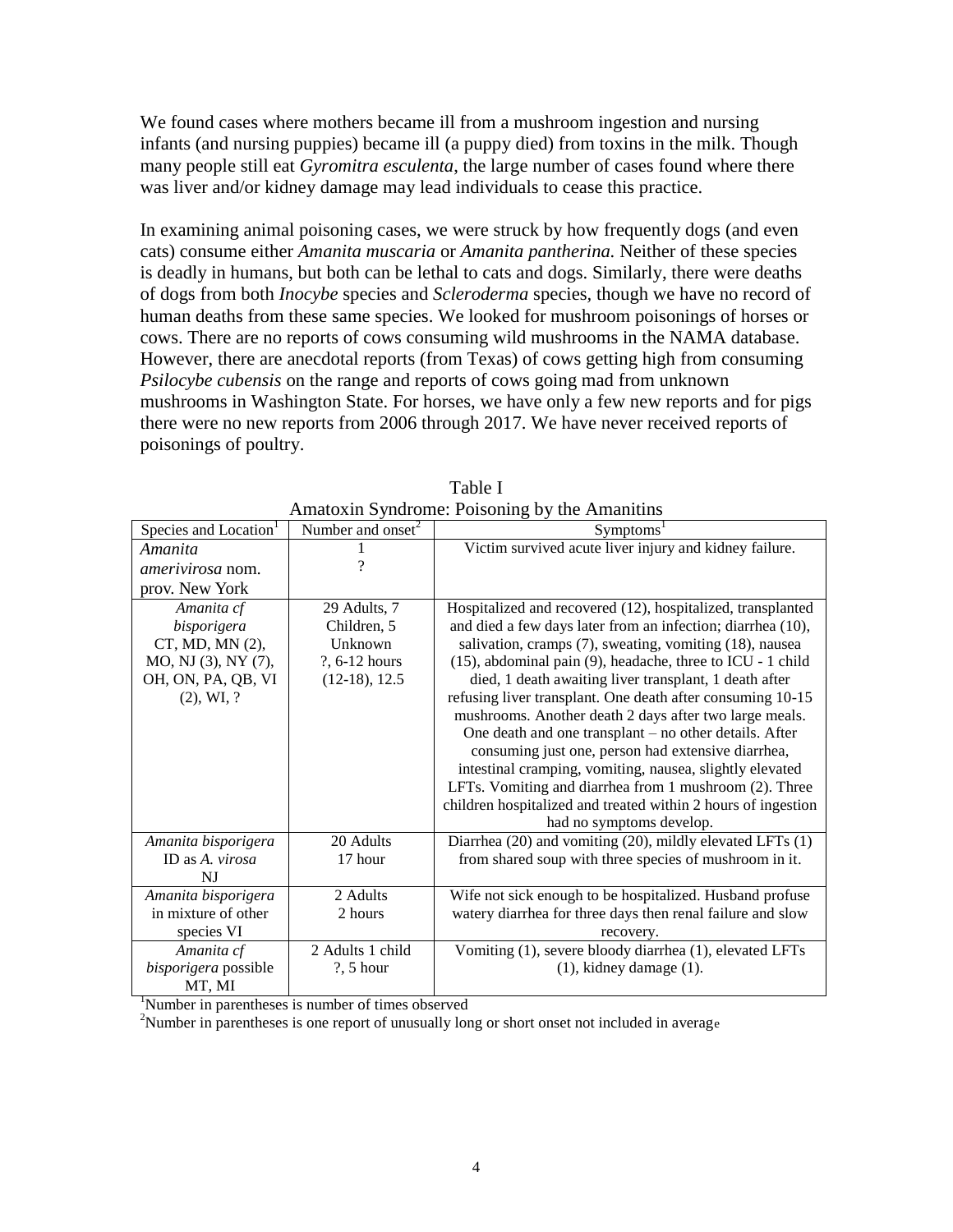We found cases where mothers became ill from a mushroom ingestion and nursing infants (and nursing puppies) became ill (a puppy died) from toxins in the milk. Though many people still eat *Gyromitra esculenta*, the large number of cases found where there was liver and/or kidney damage may lead individuals to cease this practice.

In examining animal poisoning cases, we were struck by how frequently dogs (and even cats) consume either *Amanita muscaria* or *Amanita pantherina.* Neither of these species is deadly in humans, but both can be lethal to cats and dogs. Similarly, there were deaths of dogs from both *Inocybe* species and *Scleroderma* species, though we have no record of human deaths from these same species. We looked for mushroom poisonings of horses or cows. There are no reports of cows consuming wild mushrooms in the NAMA database. However, there are anecdotal reports (from Texas) of cows getting high from consuming *Psilocybe cubensis* on the range and reports of cows going mad from unknown mushrooms in Washington State. For horses, we have only a few new reports and for pigs there were no new reports from 2006 through 2017. We have never received reports of poisonings of poultry.

Table I
Amatoxin Syndrome: Poisoning by the Amanitins

| Species and Location[1] | Number and onset[2] | Symptoms[1] |
|---|---|---|
| *Amanita amerivirosa* nom. prov. New York | 1<br>? | Victim survived acute liver injury and kidney failure. |
| *Amanita cf bisporigera* CT, MD, MN (2), MO, NJ (3), NY (7), OH, ON, PA, QB, VI (2), WI, ? | 29 Adults, 7 Children, 5 Unknown<br>?, 6-12 hours (12-18), 12.5 | Hospitalized and recovered (12), hospitalized, transplanted and died a few days later from an infection; diarrhea (10), salivation, cramps (7), sweating, vomiting (18), nausea (15), abdominal pain (9), headache, three to ICU - 1 child died, 1 death awaiting liver transplant, 1 death after refusing liver transplant. One death after consuming 10-15 mushrooms. Another death 2 days after two large meals. One death and one transplant – no other details. After consuming just one, person had extensive diarrhea, intestinal cramping, vomiting, nausea, slightly elevated LFTs. Vomiting and diarrhea from 1 mushroom (2). Three children hospitalized and treated within 2 hours of ingestion had no symptoms develop. |
| *Amanita bisporigera* ID as *A. virosa* NJ | 20 Adults<br>17 hour | Diarrhea (20) and vomiting (20), mildly elevated LFTs (1) from shared soup with three species of mushroom in it. |
| *Amanita bisporigera* in mixture of other species VI | 2 Adults<br>2 hours | Wife not sick enough to be hospitalized. Husband profuse watery diarrhea for three days then renal failure and slow recovery. |
| *Amanita cf bisporigera* possible MT, MI | 2 Adults 1 child<br>?, 5 hour | Vomiting (1), severe bloody diarrhea (1), elevated LFTs (1), kidney damage (1). |

[1]Number in parentheses is number of times observed
[2]Number in parentheses is one report of unusually long or short onset not included in average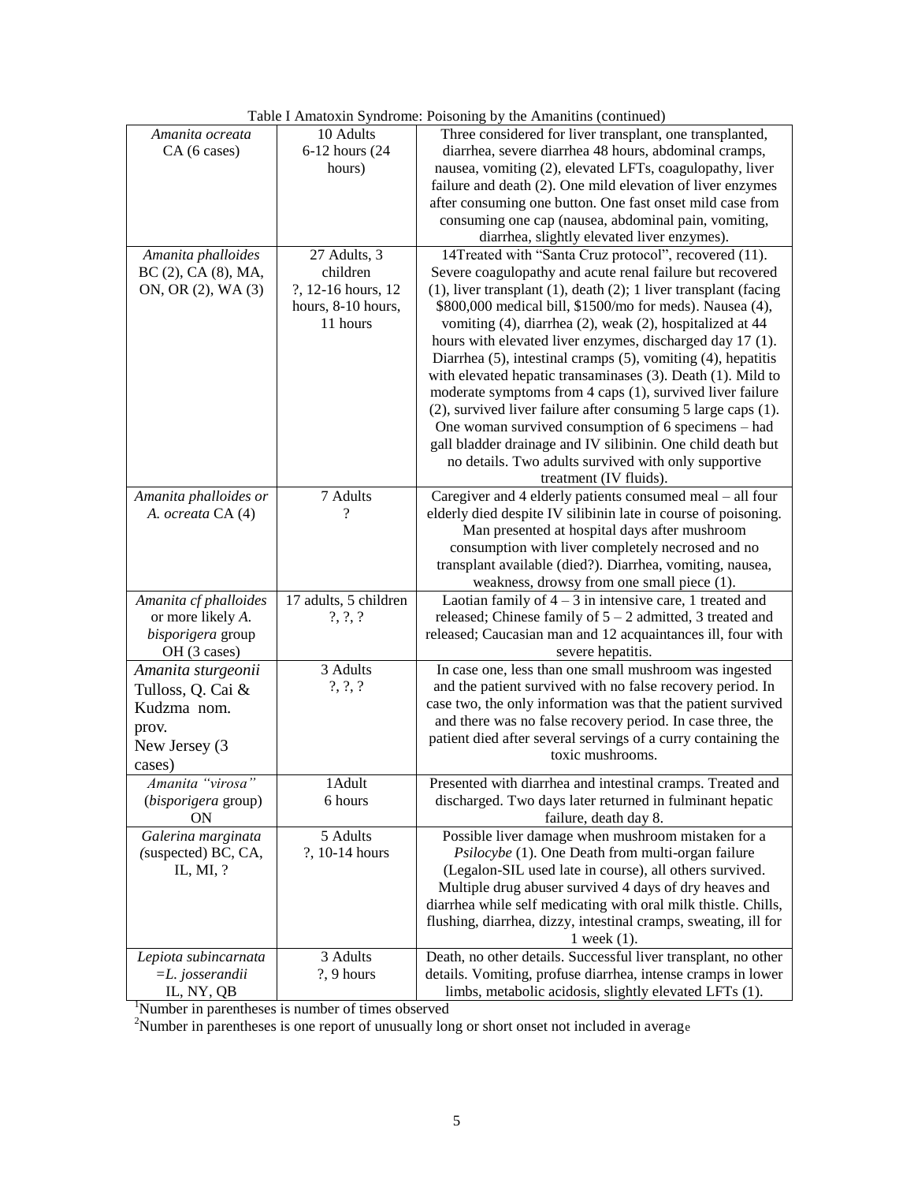Table I Amatoxin Syndrome: Poisoning by the Amanitins (continued)

| | | |
|---|---|---|
| *Amanita ocreata* CA (6 cases) | 10 Adults 6-12 hours (24 hours) | Three considered for liver transplant, one transplanted, diarrhea, severe diarrhea 48 hours, abdominal cramps, nausea, vomiting (2), elevated LFTs, coagulopathy, liver failure and death (2). One mild elevation of liver enzymes after consuming one button. One fast onset mild case from consuming one cap (nausea, abdominal pain, vomiting, diarrhea, slightly elevated liver enzymes). |
| *Amanita phalloides* BC (2), CA (8), MA, ON, OR (2), WA (3) | 27 Adults, 3 children ?, 12-16 hours, 12 hours, 8-10 hours, 11 hours | 14Treated with "Santa Cruz protocol", recovered (11). Severe coagulopathy and acute renal failure but recovered (1), liver transplant (1), death (2); 1 liver transplant (facing $800,000 medical bill, $1500/mo for meds). Nausea (4), vomiting (4), diarrhea (2), weak (2), hospitalized at 44 hours with elevated liver enzymes, discharged day 17 (1). Diarrhea (5), intestinal cramps (5), vomiting (4), hepatitis with elevated hepatic transaminases (3). Death (1). Mild to moderate symptoms from 4 caps (1), survived liver failure (2), survived liver failure after consuming 5 large caps (1). One woman survived consumption of 6 specimens – had gall bladder drainage and IV silibinin. One child death but no details. Two adults survived with only supportive treatment (IV fluids). |
| *Amanita phalloides or A. ocreata* CA (4) | 7 Adults ? | Caregiver and 4 elderly patients consumed meal – all four elderly died despite IV silibinin late in course of poisoning. Man presented at hospital days after mushroom consumption with liver completely necrosed and no transplant available (died?). Diarrhea, vomiting, nausea, weakness, drowsy from one small piece (1). |
| *Amanita cf phalloides* or more likely *A. bisporigera* group OH (3 cases) | 17 adults, 5 children ?, ?, ? | Laotian family of 4 – 3 in intensive care, 1 treated and released; Chinese family of 5 – 2 admitted, 3 treated and released; Caucasian man and 12 acquaintances ill, four with severe hepatitis. |
| *Amanita sturgeonii* Tulloss, Q. Cai & Kudzma nom. prov. New Jersey (3 cases) | 3 Adults ?, ?, ? | In case one, less than one small mushroom was ingested and the patient survived with no false recovery period. In case two, the only information was that the patient survived and there was no false recovery period. In case three, the patient died after several servings of a curry containing the toxic mushrooms. |
| *Amanita "virosa"* (*bisporigera* group) ON | 1Adult 6 hours | Presented with diarrhea and intestinal cramps. Treated and discharged. Two days later returned in fulminant hepatic failure, death day 8. |
| *Galerina marginata* (suspected) BC, CA, IL, MI, ? | 5 Adults ?, 10-14 hours | Possible liver damage when mushroom mistaken for a *Psilocybe* (1). One Death from multi-organ failure (Legalon-SIL used late in course), all others survived. Multiple drug abuser survived 4 days of dry heaves and diarrhea while self medicating with oral milk thistle. Chills, flushing, diarrhea, dizzy, intestinal cramps, sweating, ill for 1 week (1). |
| *Lepiota subincarnata* =*L. josserandii* IL, NY, QB | 3 Adults ?, 9 hours | Death, no other details. Successful liver transplant, no other details. Vomiting, profuse diarrhea, intense cramps in lower limbs, metabolic acidosis, slightly elevated LFTs (1). |

[1]Number in parentheses is number of times observed

[2]Number in parentheses is one report of unusually long or short onset not included in average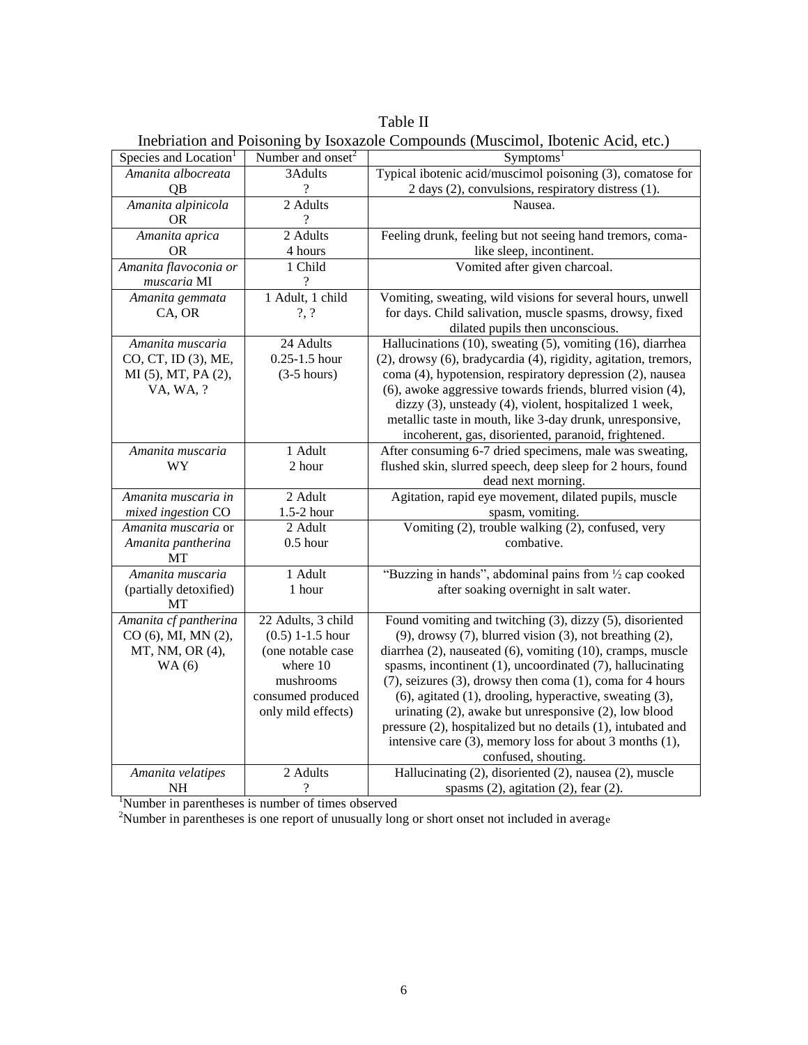Table II

Inebriation and Poisoning by Isoxazole Compounds (Muscimol, Ibotenic Acid, etc.)

| Species and Location[1] | Number and onset[2] | Symptoms[1] |
|---|---|---|
| *Amanita albocreata* QB | 3Adults ? | Typical ibotenic acid/muscimol poisoning (3), comatose for 2 days (2), convulsions, respiratory distress (1). |
| *Amanita alpinicola* OR | 2 Adults ? | Nausea. |
| *Amanita aprica* OR | 2 Adults 4 hours | Feeling drunk, feeling but not seeing hand tremors, coma-like sleep, incontinent. |
| *Amanita flavoconia or muscaria* MI | 1 Child ? | Vomited after given charcoal. |
| *Amanita gemmata* CA, OR | 1 Adult, 1 child ?, ? | Vomiting, sweating, wild visions for several hours, unwell for days. Child salivation, muscle spasms, drowsy, fixed dilated pupils then unconscious. |
| *Amanita muscaria* CO, CT, ID (3), ME, MI (5), MT, PA (2), VA, WA, ? | 24 Adults 0.25-1.5 hour (3-5 hours) | Hallucinations (10), sweating (5), vomiting (16), diarrhea (2), drowsy (6), bradycardia (4), rigidity, agitation, tremors, coma (4), hypotension, respiratory depression (2), nausea (6), awoke aggressive towards friends, blurred vision (4), dizzy (3), unsteady (4), violent, hospitalized 1 week, metallic taste in mouth, like 3-day drunk, unresponsive, incoherent, gas, disoriented, paranoid, frightened. |
| *Amanita muscaria* WY | 1 Adult 2 hour | After consuming 6-7 dried specimens, male was sweating, flushed skin, slurred speech, deep sleep for 2 hours, found dead next morning. |
| *Amanita muscaria in mixed ingestion* CO | 2 Adult 1.5-2 hour | Agitation, rapid eye movement, dilated pupils, muscle spasm, vomiting. |
| *Amanita muscaria* or *Amanita pantherina* MT | 2 Adult 0.5 hour | Vomiting (2), trouble walking (2), confused, very combative. |
| *Amanita muscaria* (partially detoxified) MT | 1 Adult 1 hour | "Buzzing in hands", abdominal pains from ½ cap cooked after soaking overnight in salt water. |
| *Amanita cf pantherina* CO (6), MI, MN (2), MT, NM, OR (4), WA (6) | 22 Adults, 3 child (0.5) 1-1.5 hour (one notable case where 10 mushrooms consumed produced only mild effects) | Found vomiting and twitching (3), dizzy (5), disoriented (9), drowsy (7), blurred vision (3), not breathing (2), diarrhea (2), nauseated (6), vomiting (10), cramps, muscle spasms, incontinent (1), uncoordinated (7), hallucinating (7), seizures (3), drowsy then coma (1), coma for 4 hours (6), agitated (1), drooling, hyperactive, sweating (3), urinating (2), awake but unresponsive (2), low blood pressure (2), hospitalized but no details (1), intubated and intensive care (3), memory loss for about 3 months (1), confused, shouting. |
| *Amanita velatipes* NH | 2 Adults ? | Hallucinating (2), disoriented (2), nausea (2), muscle spasms (2), agitation (2), fear (2). |

[1]Number in parentheses is number of times observed

[2]Number in parentheses is one report of unusually long or short onset not included in average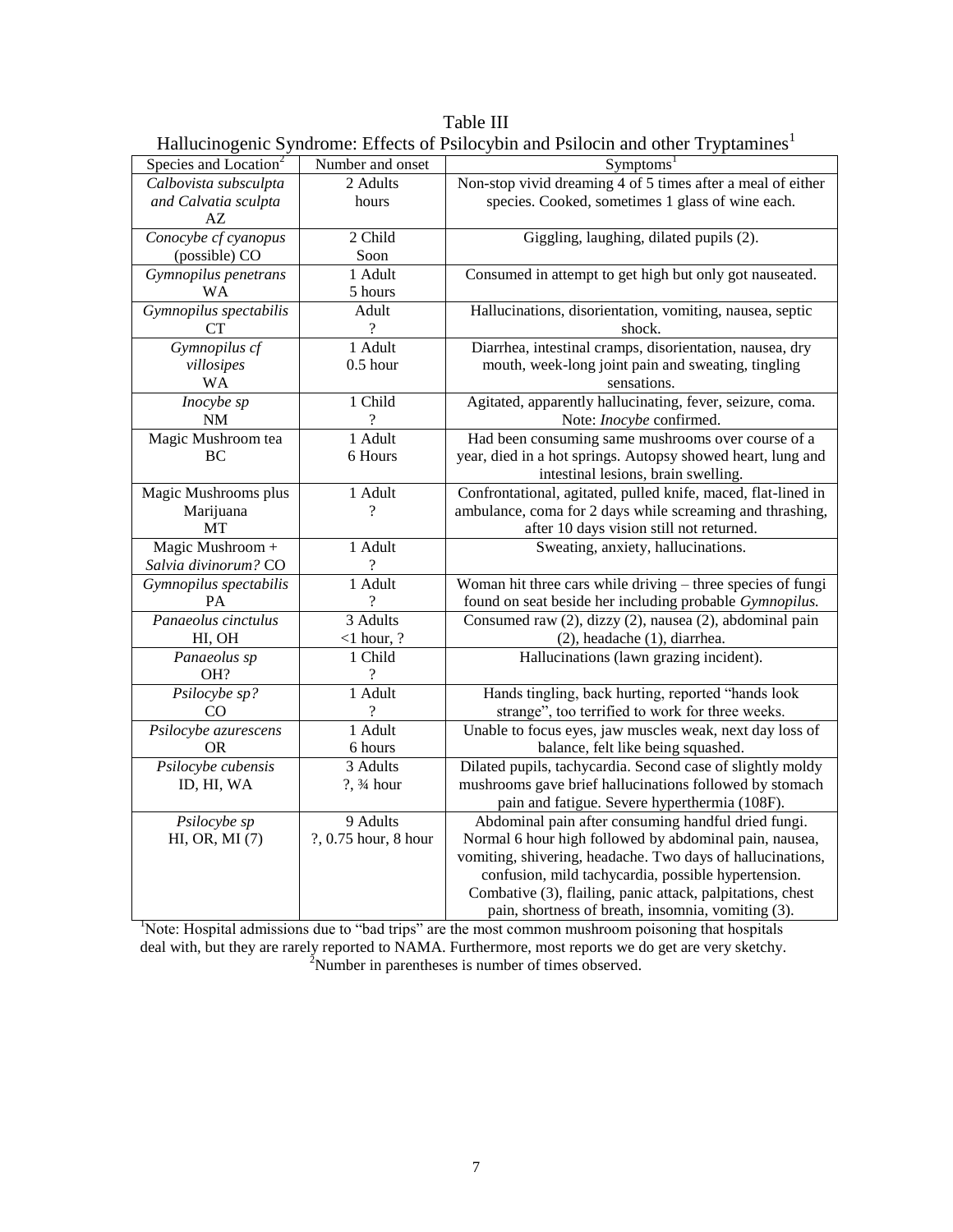Table III

Hallucinogenic Syndrome: Effects of Psilocybin and Psilocin and other Tryptamines[1]

| Species and Location[2] | Number and onset | Symptoms[1] |
|---|---|---|
| *Calbovista subsculpta and Calvatia sculpta* AZ | 2 Adults hours | Non-stop vivid dreaming 4 of 5 times after a meal of either species. Cooked, sometimes 1 glass of wine each. |
| *Conocybe cf cyanopus* (possible) CO | 2 Child Soon | Giggling, laughing, dilated pupils (2). |
| *Gymnopilus penetrans* WA | 1 Adult 5 hours | Consumed in attempt to get high but only got nauseated. |
| *Gymnopilus spectabilis* CT | Adult ? | Hallucinations, disorientation, vomiting, nausea, septic shock. |
| *Gymnopilus cf villosipes* WA | 1 Adult 0.5 hour | Diarrhea, intestinal cramps, disorientation, nausea, dry mouth, week-long joint pain and sweating, tingling sensations. |
| *Inocybe sp* NM | 1 Child ? | Agitated, apparently hallucinating, fever, seizure, coma. Note: *Inocybe* confirmed. |
| Magic Mushroom tea BC | 1 Adult 6 Hours | Had been consuming same mushrooms over course of a year, died in a hot springs. Autopsy showed heart, lung and intestinal lesions, brain swelling. |
| Magic Mushrooms plus Marijuana MT | 1 Adult ? | Confrontational, agitated, pulled knife, maced, flat-lined in ambulance, coma for 2 days while screaming and thrashing, after 10 days vision still not returned. |
| Magic Mushroom + *Salvia divinorum?* CO | 1 Adult ? | Sweating, anxiety, hallucinations. |
| *Gymnopilus spectabilis* PA | 1 Adult ? | Woman hit three cars while driving – three species of fungi found on seat beside her including probable *Gymnopilus.* |
| *Panaeolus cinctulus* HI, OH | 3 Adults <1 hour, ? | Consumed raw (2), dizzy (2), nausea (2), abdominal pain (2), headache (1), diarrhea. |
| *Panaeolus sp* OH? | 1 Child ? | Hallucinations (lawn grazing incident). |
| *Psilocybe sp?* CO | 1 Adult ? | Hands tingling, back hurting, reported "hands look strange", too terrified to work for three weeks. |
| *Psilocybe azurescens* OR | 1 Adult 6 hours | Unable to focus eyes, jaw muscles weak, next day loss of balance, felt like being squashed. |
| *Psilocybe cubensis* ID, HI, WA | 3 Adults ?, ¾ hour | Dilated pupils, tachycardia. Second case of slightly moldy mushrooms gave brief hallucinations followed by stomach pain and fatigue. Severe hyperthermia (108F). |
| *Psilocybe sp* HI, OR, MI (7) | 9 Adults ?, 0.75 hour, 8 hour | Abdominal pain after consuming handful dried fungi. Normal 6 hour high followed by abdominal pain, nausea, vomiting, shivering, headache. Two days of hallucinations, confusion, mild tachycardia, possible hypertension. Combative (3), flailing, panic attack, palpitations, chest pain, shortness of breath, insomnia, vomiting (3). |

[1]Note: Hospital admissions due to "bad trips" are the most common mushroom poisoning that hospitals deal with, but they are rarely reported to NAMA. Furthermore, most reports we do get are very sketchy.

[2]Number in parentheses is number of times observed.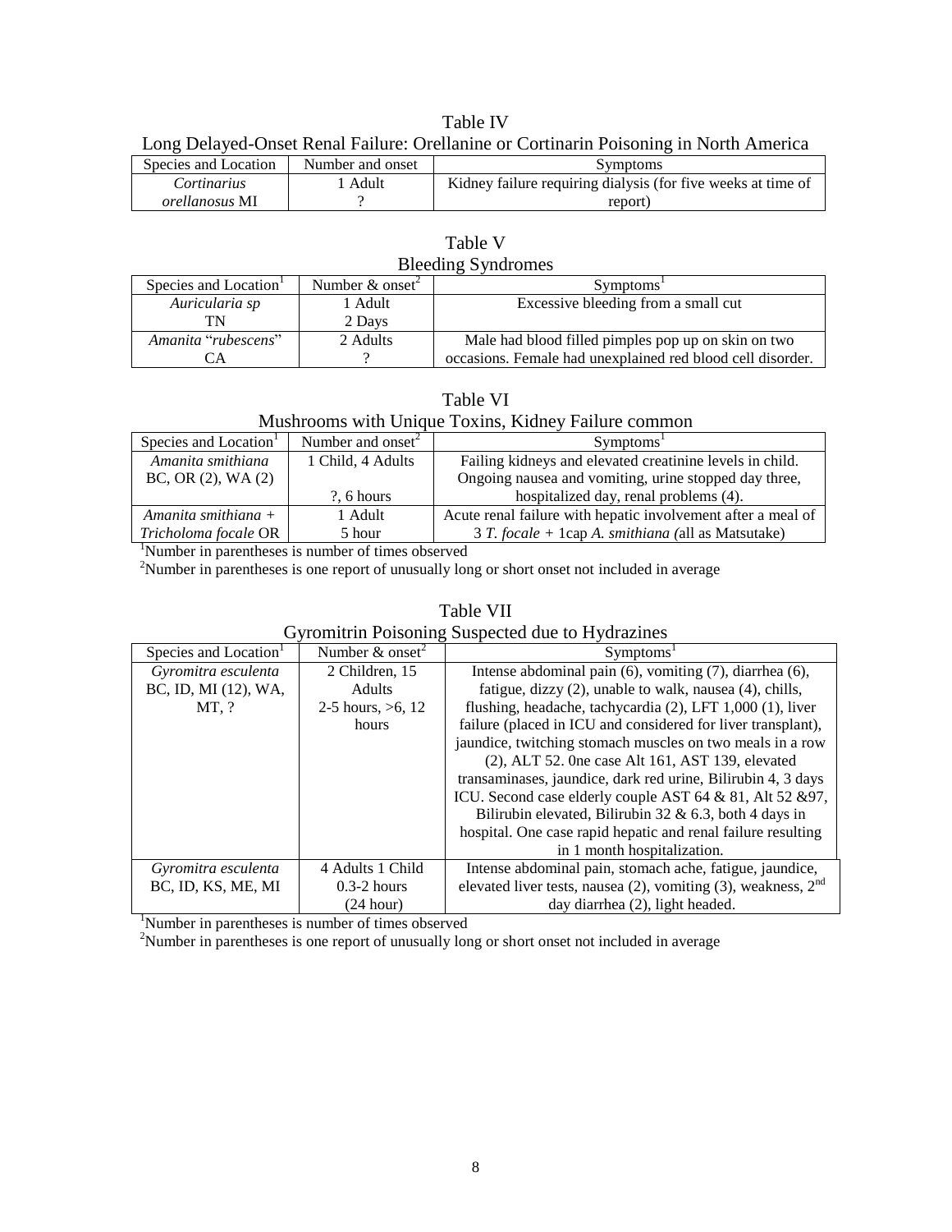Table IV

Long Delayed-Onset Renal Failure: Orellanine or Cortinarin Poisoning in North America

| Species and Location | Number and onset | Symptoms |
|---|---|---|
| *Cortinarius orellanosus* MI | 1 Adult<br>? | Kidney failure requiring dialysis (for five weeks at time of report) |

Table V

Bleeding Syndromes

| Species and Location[1] | Number & onset[2] | Symptoms[1] |
|---|---|---|
| *Auricularia sp*<br>TN | 1 Adult<br>2 Days | Excessive bleeding from a small cut |
| *Amanita* "*rubescens*"<br>CA | 2 Adults<br>? | Male had blood filled pimples pop up on skin on two occasions. Female had unexplained red blood cell disorder. |

Table VI

Mushrooms with Unique Toxins, Kidney Failure common

| Species and Location[1] | Number and onset[2] | Symptoms[1] |
|---|---|---|
| *Amanita smithiana*<br>BC, OR (2), WA (2) | 1 Child, 4 Adults<br>?, 6 hours | Failing kidneys and elevated creatinine levels in child. Ongoing nausea and vomiting, urine stopped day three, hospitalized day, renal problems (4). |
| *Amanita smithiana* + *Tricholoma focale* OR | 1 Adult<br>5 hour | Acute renal failure with hepatic involvement after a meal of 3 *T. focale* + 1cap *A. smithiana (*all as Matsutake) |

[1]Number in parentheses is number of times observed

[2]Number in parentheses is one report of unusually long or short onset not included in average

Table VII

Gyromitrin Poisoning Suspected due to Hydrazines

| Species and Location[1] | Number & onset[2] | Symptoms[1] |
|---|---|---|
| *Gyromitra esculenta*<br>BC, ID, MI (12), WA, MT, ? | 2 Children, 15 Adults<br>2-5 hours, >6, 12 hours | Intense abdominal pain (6), vomiting (7), diarrhea (6), fatigue, dizzy (2), unable to walk, nausea (4), chills, flushing, headache, tachycardia (2), LFT 1,000 (1), liver failure (placed in ICU and considered for liver transplant), jaundice, twitching stomach muscles on two meals in a row (2), ALT 52. 0ne case Alt 161, AST 139, elevated transaminases, jaundice, dark red urine, Bilirubin 4, 3 days ICU. Second case elderly couple AST 64 & 81, Alt 52 &97, Bilirubin elevated, Bilirubin 32 & 6.3, both 4 days in hospital. One case rapid hepatic and renal failure resulting in 1 month hospitalization. |
| *Gyromitra esculenta*<br>BC, ID, KS, ME, MI | 4 Adults 1 Child<br>0.3-2 hours<br>(24 hour) | Intense abdominal pain, stomach ache, fatigue, jaundice, elevated liver tests, nausea (2), vomiting (3), weakness, 2nd day diarrhea (2), light headed. |

[1]Number in parentheses is number of times observed

[2]Number in parentheses is one report of unusually long or short onset not included in average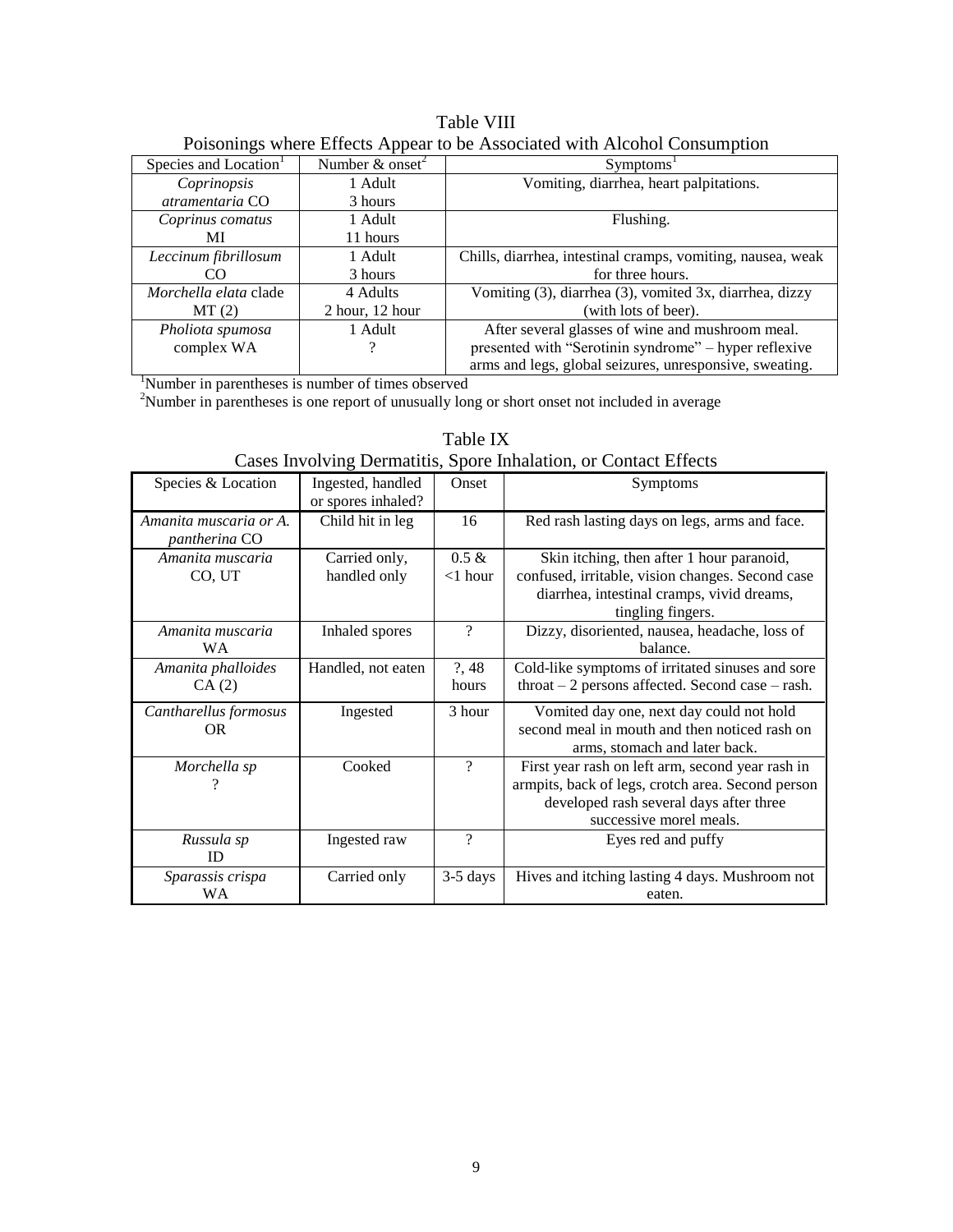Table VIII
Poisonings where Effects Appear to be Associated with Alcohol Consumption

| Species and Location[1] | Number & onset[2] | Symptoms[1] |
|---|---|---|
| *Coprinopsis atramentaria* CO | 1 Adult 3 hours | Vomiting, diarrhea, heart palpitations. |
| *Coprinus comatus* MI | 1 Adult 11 hours | Flushing. |
| *Leccinum fibrillosum* CO | 1 Adult 3 hours | Chills, diarrhea, intestinal cramps, vomiting, nausea, weak for three hours. |
| *Morchella elata* clade MT (2) | 4 Adults 2 hour, 12 hour | Vomiting (3), diarrhea (3), vomited 3x, diarrhea, dizzy (with lots of beer). |
| *Pholiota spumosa* complex WA | 1 Adult ? | After several glasses of wine and mushroom meal. presented with "Serotinin syndrome" – hyper reflexive arms and legs, global seizures, unresponsive, sweating. |

[1]Number in parentheses is number of times observed
[2]Number in parentheses is one report of unusually long or short onset not included in average

Table IX
Cases Involving Dermatitis, Spore Inhalation, or Contact Effects

| Species & Location | Ingested, handled or spores inhaled? | Onset | Symptoms |
|---|---|---|---|
| *Amanita muscaria or A. pantherina* CO | Child hit in leg | 16 | Red rash lasting days on legs, arms and face. |
| *Amanita muscaria* CO, UT | Carried only, handled only | 0.5 & <1 hour | Skin itching, then after 1 hour paranoid, confused, irritable, vision changes. Second case diarrhea, intestinal cramps, vivid dreams, tingling fingers. |
| *Amanita muscaria* WA | Inhaled spores | ? | Dizzy, disoriented, nausea, headache, loss of balance. |
| *Amanita phalloides* CA (2) | Handled, not eaten | ?, 48 hours | Cold-like symptoms of irritated sinuses and sore throat – 2 persons affected. Second case – rash. |
| *Cantharellus formosus* OR | Ingested | 3 hour | Vomited day one, next day could not hold second meal in mouth and then noticed rash on arms, stomach and later back. |
| *Morchella sp* ? | Cooked | ? | First year rash on left arm, second year rash in armpits, back of legs, crotch area. Second person developed rash several days after three successive morel meals. |
| *Russula sp* ID | Ingested raw | ? | Eyes red and puffy |
| *Sparassis crispa* WA | Carried only | 3-5 days | Hives and itching lasting 4 days. Mushroom not eaten. |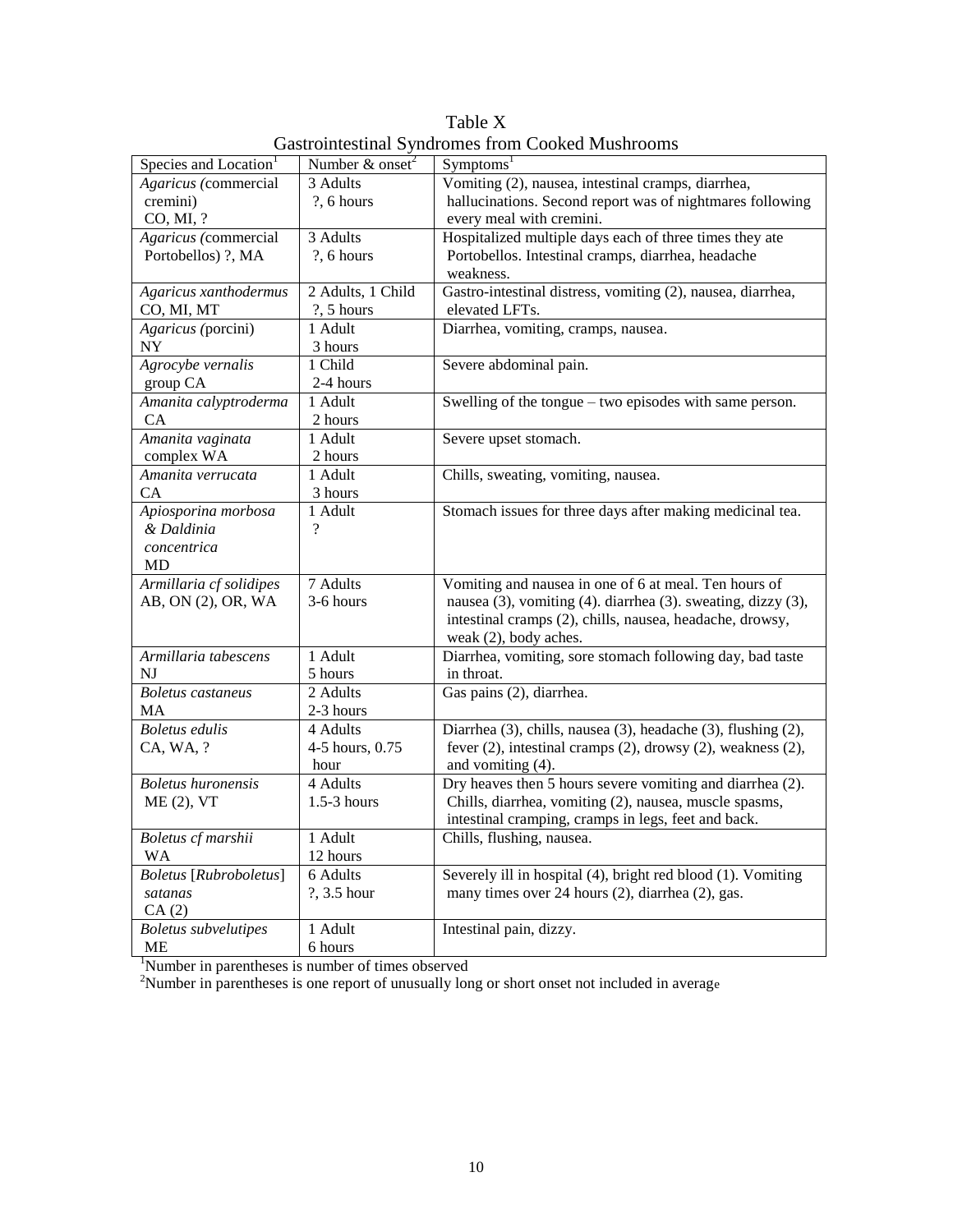Table X

Gastrointestinal Syndromes from Cooked Mushrooms

| Species and Location[1] | Number & onset[2] | Symptoms[1] |
|---|---|---|
| *Agaricus (*commercial cremini) CO, MI, ? | 3 Adults ?, 6 hours | Vomiting (2), nausea, intestinal cramps, diarrhea, hallucinations. Second report was of nightmares following every meal with cremini. |
| *Agaricus (*commercial Portobellos) ?, MA | 3 Adults ?, 6 hours | Hospitalized multiple days each of three times they ate Portobellos. Intestinal cramps, diarrhea, headache weakness. |
| *Agaricus xanthodermus* CO, MI, MT | 2 Adults, 1 Child ?, 5 hours | Gastro-intestinal distress, vomiting (2), nausea, diarrhea, elevated LFTs. |
| *Agaricus (*porcini) NY | 1 Adult 3 hours | Diarrhea, vomiting, cramps, nausea. |
| *Agrocybe vernalis* group CA | 1 Child 2-4 hours | Severe abdominal pain. |
| *Amanita calyptroderma* CA | 1 Adult 2 hours | Swelling of the tongue – two episodes with same person. |
| *Amanita vaginata* complex WA | 1 Adult 2 hours | Severe upset stomach. |
| *Amanita verrucata* CA | 1 Adult 3 hours | Chills, sweating, vomiting, nausea. |
| *Apiosporina morbosa & Daldinia concentrica* MD | 1 Adult ? | Stomach issues for three days after making medicinal tea. |
| *Armillaria cf solidipes* AB, ON (2), OR, WA | 7 Adults 3-6 hours | Vomiting and nausea in one of 6 at meal. Ten hours of nausea (3), vomiting (4). diarrhea (3). sweating, dizzy (3), intestinal cramps (2), chills, nausea, headache, drowsy, weak (2), body aches. |
| *Armillaria tabescens* NJ | 1 Adult 5 hours | Diarrhea, vomiting, sore stomach following day, bad taste in throat. |
| *Boletus castaneus* MA | 2 Adults 2-3 hours | Gas pains (2), diarrhea. |
| *Boletus edulis* CA, WA, ? | 4 Adults 4-5 hours, 0.75 hour | Diarrhea (3), chills, nausea (3), headache (3), flushing (2), fever (2), intestinal cramps (2), drowsy (2), weakness (2), and vomiting (4). |
| *Boletus huronensis* ME (2), VT | 4 Adults 1.5-3 hours | Dry heaves then 5 hours severe vomiting and diarrhea (2). Chills, diarrhea, vomiting (2), nausea, muscle spasms, intestinal cramping, cramps in legs, feet and back. |
| *Boletus cf marshii* WA | 1 Adult 12 hours | Chills, flushing, nausea. |
| *Boletus* [*Rubroboletus*] *satanas* CA (2) | 6 Adults ?, 3.5 hour | Severely ill in hospital (4), bright red blood (1). Vomiting many times over 24 hours (2), diarrhea (2), gas. |
| *Boletus subvelutipes* ME | 1 Adult 6 hours | Intestinal pain, dizzy. |

[1]Number in parentheses is number of times observed

[2]Number in parentheses is one report of unusually long or short onset not included in average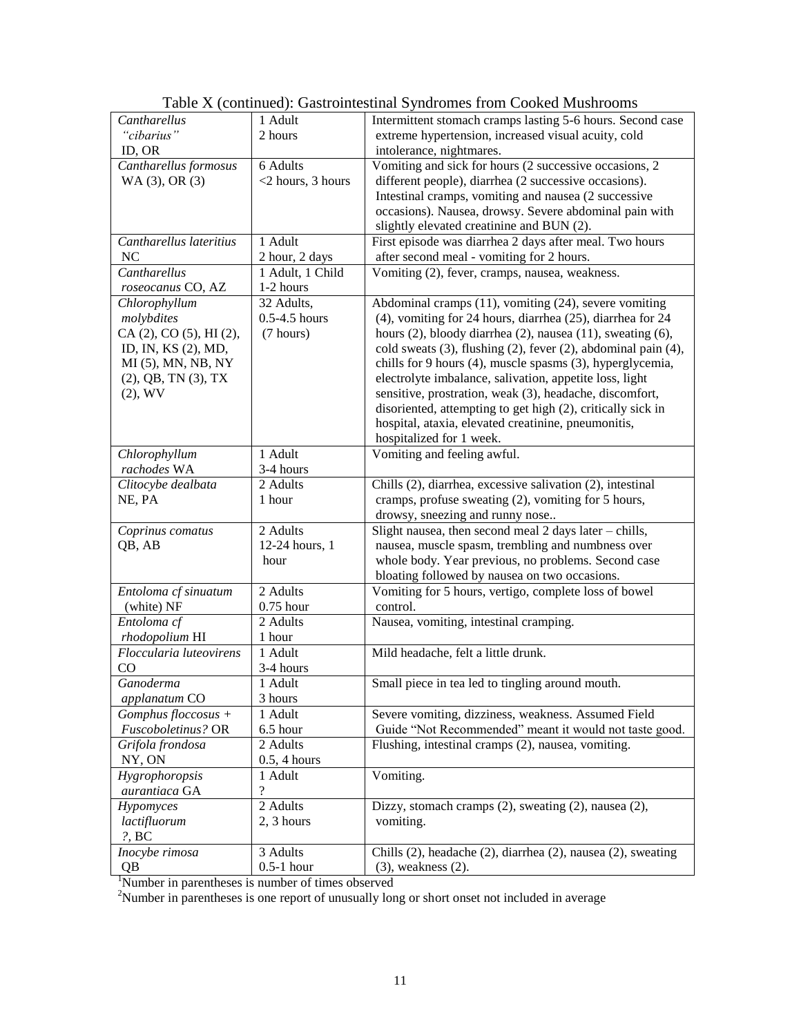Table X (continued): Gastrointestinal Syndromes from Cooked Mushrooms

| | | |
|---|---|---|
| *Cantharellus "cibarius"* ID, OR | 1 Adult 2 hours | Intermittent stomach cramps lasting 5-6 hours. Second case extreme hypertension, increased visual acuity, cold intolerance, nightmares. |
| *Cantharellus formosus* WA (3), OR (3) | 6 Adults <2 hours, 3 hours | Vomiting and sick for hours (2 successive occasions, 2 different people), diarrhea (2 successive occasions). Intestinal cramps, vomiting and nausea (2 successive occasions). Nausea, drowsy. Severe abdominal pain with slightly elevated creatinine and BUN (2). |
| *Cantharellus lateritius* NC | 1 Adult 2 hour, 2 days | First episode was diarrhea 2 days after meal. Two hours after second meal - vomiting for 2 hours. |
| *Cantharellus roseocanus* CO, AZ | 1 Adult, 1 Child 1-2 hours | Vomiting (2), fever, cramps, nausea, weakness. |
| *Chlorophyllum molybdites* CA (2), CO (5), HI (2), ID, IN, KS (2), MD, MI (5), MN, NB, NY (2), QB, TN (3), TX (2), WV | 32 Adults, 0.5-4.5 hours (7 hours) | Abdominal cramps (11), vomiting (24), severe vomiting (4), vomiting for 24 hours, diarrhea (25), diarrhea for 24 hours (2), bloody diarrhea (2), nausea (11), sweating (6), cold sweats (3), flushing (2), fever (2), abdominal pain (4), chills for 9 hours (4), muscle spasms (3), hyperglycemia, electrolyte imbalance, salivation, appetite loss, light sensitive, prostration, weak (3), headache, discomfort, disoriented, attempting to get high (2), critically sick in hospital, ataxia, elevated creatinine, pneumonitis, hospitalized for 1 week. |
| *Chlorophyllum rachodes* WA | 1 Adult 3-4 hours | Vomiting and feeling awful. |
| *Clitocybe dealbata* NE, PA | 2 Adults 1 hour | Chills (2), diarrhea, excessive salivation (2), intestinal cramps, profuse sweating (2), vomiting for 5 hours, drowsy, sneezing and runny nose.. |
| *Coprinus comatus* QB, AB | 2 Adults 12-24 hours, 1 hour | Slight nausea, then second meal 2 days later – chills, nausea, muscle spasm, trembling and numbness over whole body. Year previous, no problems. Second case bloating followed by nausea on two occasions. |
| *Entoloma cf sinuatum* (white) NF | 2 Adults 0.75 hour | Vomiting for 5 hours, vertigo, complete loss of bowel control. |
| *Entoloma cf rhodopolium* HI | 2 Adults 1 hour | Nausea, vomiting, intestinal cramping. |
| *Floccularia luteovirens* CO | 1 Adult 3-4 hours | Mild headache, felt a little drunk. |
| *Ganoderma applanatum* CO | 1 Adult 3 hours | Small piece in tea led to tingling around mouth. |
| *Gomphus floccosus + Fuscoboletinus?* OR | 1 Adult 6.5 hour | Severe vomiting, dizziness, weakness. Assumed Field Guide "Not Recommended" meant it would not taste good. |
| *Grifola frondosa* NY, ON | 2 Adults 0.5, 4 hours | Flushing, intestinal cramps (2), nausea, vomiting. |
| *Hygrophoropsis aurantiaca* GA | 1 Adult ? | Vomiting. |
| *Hypomyces lactifluorum* ?, BC | 2 Adults 2, 3 hours | Dizzy, stomach cramps (2), sweating (2), nausea (2), vomiting. |
| *Inocybe rimosa* QB | 3 Adults 0.5-1 hour | Chills (2), headache (2), diarrhea (2), nausea (2), sweating (3), weakness (2). |

[1]Number in parentheses is number of times observed

[2]Number in parentheses is one report of unusually long or short onset not included in average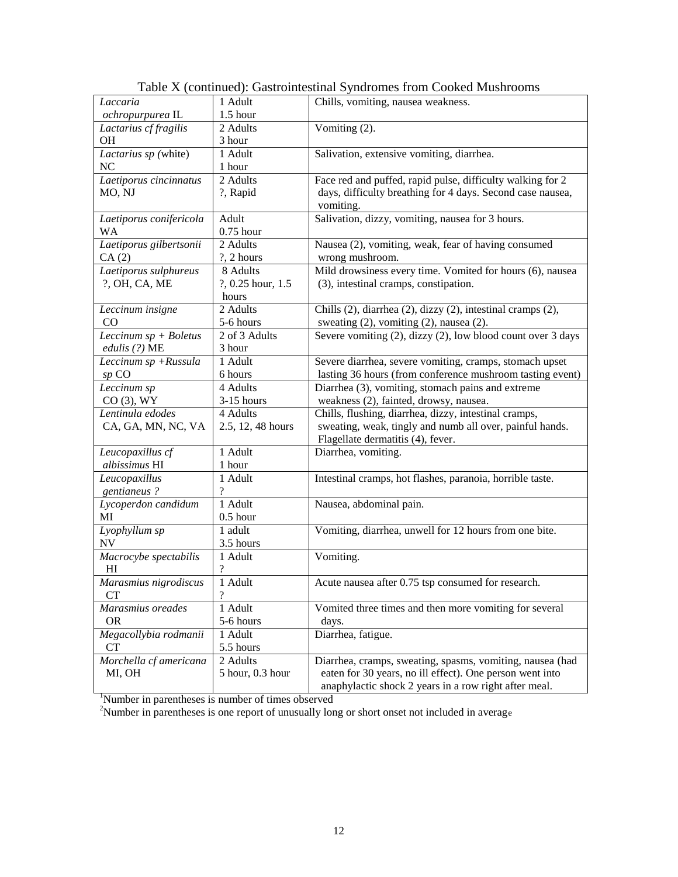Table X (continued): Gastrointestinal Syndromes from Cooked Mushrooms

| | | |
|---|---|---|
| *Laccaria ochropurpurea* IL | 1 Adult 1.5 hour | Chills, vomiting, nausea weakness. |
| *Lactarius cf fragilis* OH | 2 Adults 3 hour | Vomiting (2). |
| *Lactarius sp* (white) NC | 1 Adult 1 hour | Salivation, extensive vomiting, diarrhea. |
| *Laetiporus cincinnatus* MO, NJ | 2 Adults ?, Rapid | Face red and puffed, rapid pulse, difficulty walking for 2 days, difficulty breathing for 4 days. Second case nausea, vomiting. |
| *Laetiporus conifericola* WA | Adult 0.75 hour | Salivation, dizzy, vomiting, nausea for 3 hours. |
| *Laetiporus gilbertsonii* CA (2) | 2 Adults ?, 2 hours | Nausea (2), vomiting, weak, fear of having consumed wrong mushroom. |
| *Laetiporus sulphureus* ?, OH, CA, ME | 8 Adults ?, 0.25 hour, 1.5 hours | Mild drowsiness every time. Vomited for hours (6), nausea (3), intestinal cramps, constipation. |
| *Leccinum insigne* CO | 2 Adults 5-6 hours | Chills (2), diarrhea (2), dizzy (2), intestinal cramps (2), sweating (2), vomiting (2), nausea (2). |
| *Leccinum sp + Boletus edulis (?)* ME | 2 of 3 Adults 3 hour | Severe vomiting (2), dizzy (2), low blood count over 3 days |
| *Leccinum sp +Russula sp* CO | 1 Adult 6 hours | Severe diarrhea, severe vomiting, cramps, stomach upset lasting 36 hours (from conference mushroom tasting event) |
| *Leccinum sp* CO (3), WY | 4 Adults 3-15 hours | Diarrhea (3), vomiting, stomach pains and extreme weakness (2), fainted, drowsy, nausea. |
| *Lentinula edodes* CA, GA, MN, NC, VA | 4 Adults 2.5, 12, 48 hours | Chills, flushing, diarrhea, dizzy, intestinal cramps, sweating, weak, tingly and numb all over, painful hands. Flagellate dermatitis (4), fever. |
| *Leucopaxillus cf albissimus* HI | 1 Adult 1 hour | Diarrhea, vomiting. |
| *Leucopaxillus gentianeus ?* | 1 Adult ? | Intestinal cramps, hot flashes, paranoia, horrible taste. |
| *Lycoperdon candidum* MI | 1 Adult 0.5 hour | Nausea, abdominal pain. |
| *Lyophyllum sp* NV | 1 adult 3.5 hours | Vomiting, diarrhea, unwell for 12 hours from one bite. |
| *Macrocybe spectabilis* HI | 1 Adult ? | Vomiting. |
| *Marasmius nigrodiscus* CT | 1 Adult ? | Acute nausea after 0.75 tsp consumed for research. |
| *Marasmius oreades* OR | 1 Adult 5-6 hours | Vomited three times and then more vomiting for several days. |
| *Megacollybia rodmanii* CT | 1 Adult 5.5 hours | Diarrhea, fatigue. |
| *Morchella cf americana* MI, OH | 2 Adults 5 hour, 0.3 hour | Diarrhea, cramps, sweating, spasms, vomiting, nausea (had eaten for 30 years, no ill effect). One person went into anaphylactic shock 2 years in a row right after meal. |

[1]Number in parentheses is number of times observed

[2]Number in parentheses is one report of unusually long or short onset not included in average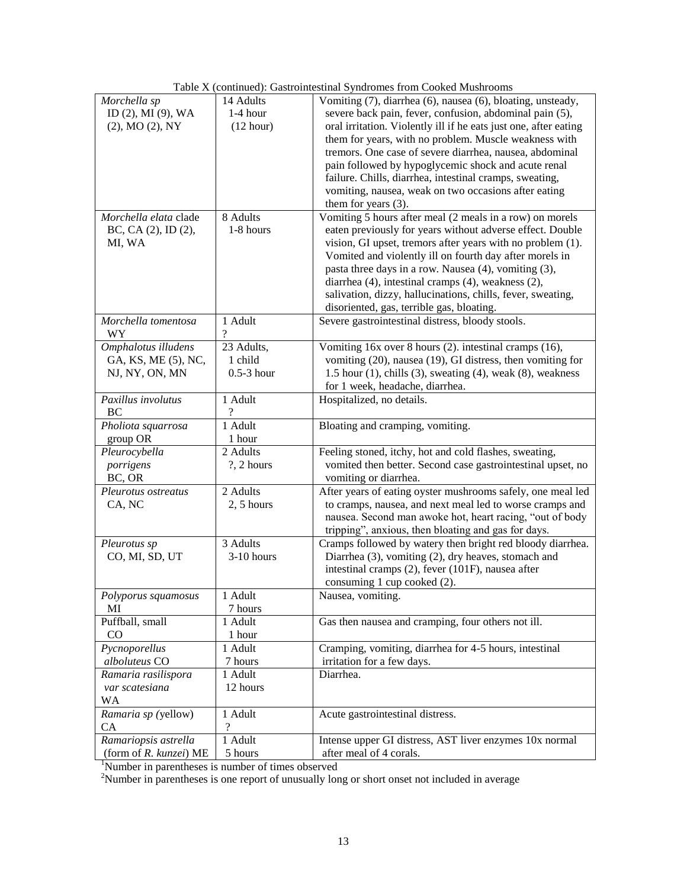Table X (continued): Gastrointestinal Syndromes from Cooked Mushrooms

| | | |
|---|---|---|
| *Morchella sp* ID (2), MI (9), WA (2), MO (2), NY | 14 Adults 1-4 hour (12 hour) | Vomiting (7), diarrhea (6), nausea (6), bloating, unsteady, severe back pain, fever, confusion, abdominal pain (5), oral irritation. Violently ill if he eats just one, after eating them for years, with no problem. Muscle weakness with tremors. One case of severe diarrhea, nausea, abdominal pain followed by hypoglycemic shock and acute renal failure. Chills, diarrhea, intestinal cramps, sweating, vomiting, nausea, weak on two occasions after eating them for years (3). |
| *Morchella elata* clade BC, CA (2), ID (2), MI, WA | 8 Adults 1-8 hours | Vomiting 5 hours after meal (2 meals in a row) on morels eaten previously for years without adverse effect. Double vision, GI upset, tremors after years with no problem (1). Vomited and violently ill on fourth day after morels in pasta three days in a row. Nausea (4), vomiting (3), diarrhea (4), intestinal cramps (4), weakness (2), salivation, dizzy, hallucinations, chills, fever, sweating, disoriented, gas, terrible gas, bloating. |
| *Morchella tomentosa* WY | 1 Adult ? | Severe gastrointestinal distress, bloody stools. |
| *Omphalotus illudens* GA, KS, ME (5), NC, NJ, NY, ON, MN | 23 Adults, 1 child 0.5-3 hour | Vomiting 16x over 8 hours (2). intestinal cramps (16), vomiting (20), nausea (19), GI distress, then vomiting for 1.5 hour (1), chills (3), sweating (4), weak (8), weakness for 1 week, headache, diarrhea. |
| *Paxillus involutus* BC | 1 Adult ? | Hospitalized, no details. |
| *Pholiota squarrosa* group OR | 1 Adult 1 hour | Bloating and cramping, vomiting. |
| *Pleurocybella porrigens* BC, OR | 2 Adults ?, 2 hours | Feeling stoned, itchy, hot and cold flashes, sweating, vomited then better. Second case gastrointestinal upset, no vomiting or diarrhea. |
| *Pleurotus ostreatus* CA, NC | 2 Adults 2, 5 hours | After years of eating oyster mushrooms safely, one meal led to cramps, nausea, and next meal led to worse cramps and nausea. Second man awoke hot, heart racing, "out of body tripping", anxious, then bloating and gas for days. |
| *Pleurotus sp* CO, MI, SD, UT | 3 Adults 3-10 hours | Cramps followed by watery then bright red bloody diarrhea. Diarrhea (3), vomiting (2), dry heaves, stomach and intestinal cramps (2), fever (101F), nausea after consuming 1 cup cooked (2). |
| *Polyporus squamosus* MI | 1 Adult 7 hours | Nausea, vomiting. |
| Puffball, small CO | 1 Adult 1 hour | Gas then nausea and cramping, four others not ill. |
| *Pycnoporellus alboluteus* CO | 1 Adult 7 hours | Cramping, vomiting, diarrhea for 4-5 hours, intestinal irritation for a few days. |
| *Ramaria rasilispora var scatesiana* WA | 1 Adult 12 hours | Diarrhea. |
| *Ramaria sp* (yellow) CA | 1 Adult ? | Acute gastrointestinal distress. |
| *Ramariopsis astrella* (form of *R. kunzei*) ME | 1 Adult 5 hours | Intense upper GI distress, AST liver enzymes 10x normal after meal of 4 corals. |

[1]Number in parentheses is number of times observed

[2]Number in parentheses is one report of unusually long or short onset not included in average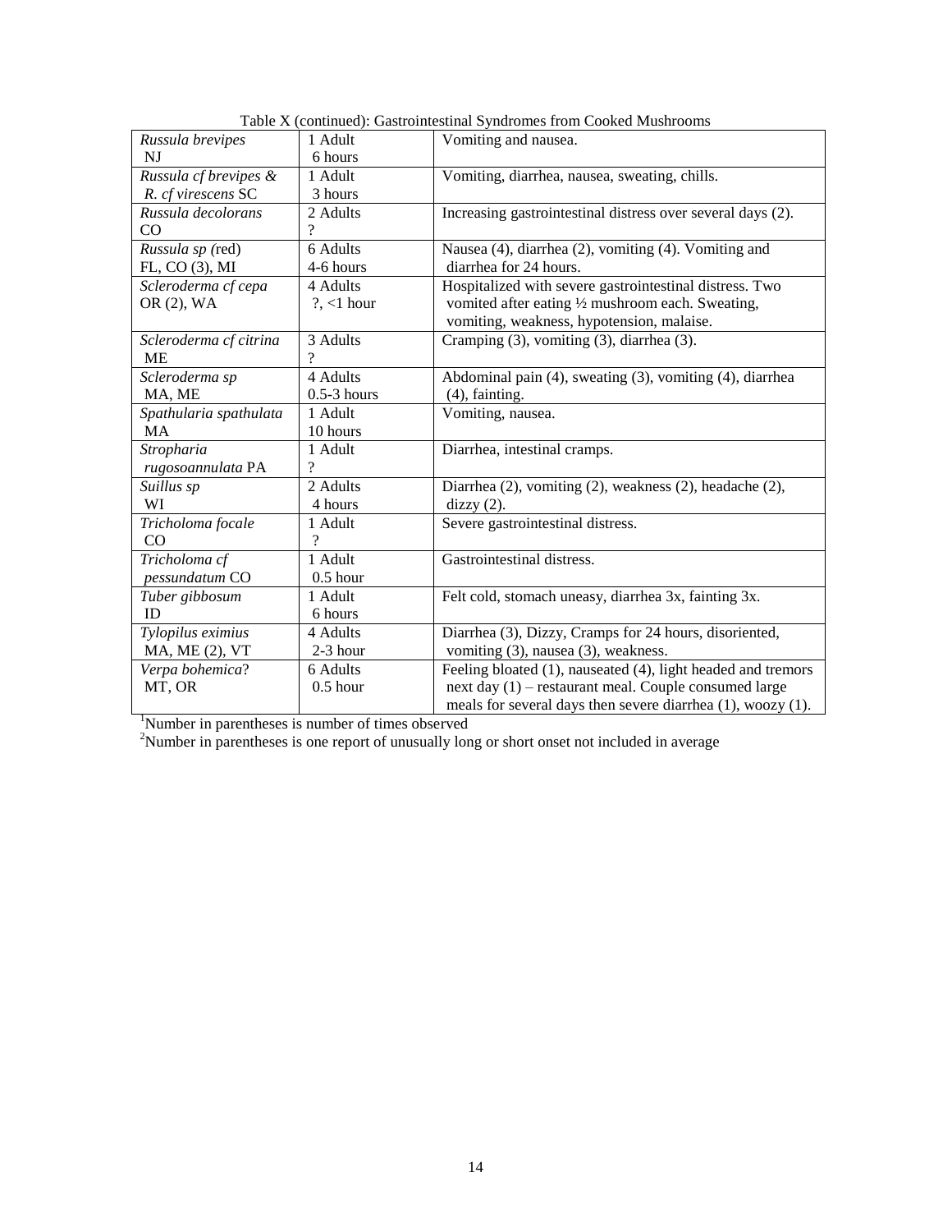Table X (continued): Gastrointestinal Syndromes from Cooked Mushrooms

| | | |
|---|---|---|
| *Russula brevipes* NJ | 1 Adult 6 hours | Vomiting and nausea. |
| *Russula cf brevipes & R. cf virescens* SC | 1 Adult 3 hours | Vomiting, diarrhea, nausea, sweating, chills. |
| *Russula decolorans* CO | 2 Adults ? | Increasing gastrointestinal distress over several days (2). |
| *Russula sp* (red) FL, CO (3), MI | 6 Adults 4-6 hours | Nausea (4), diarrhea (2), vomiting (4). Vomiting and diarrhea for 24 hours. |
| *Scleroderma cf cepa* OR (2), WA | 4 Adults ?, <1 hour | Hospitalized with severe gastrointestinal distress. Two vomited after eating ½ mushroom each. Sweating, vomiting, weakness, hypotension, malaise. |
| *Scleroderma cf citrina* ME | 3 Adults ? | Cramping (3), vomiting (3), diarrhea (3). |
| *Scleroderma sp* MA, ME | 4 Adults 0.5-3 hours | Abdominal pain (4), sweating (3), vomiting (4), diarrhea (4), fainting. |
| *Spathularia spathulata* MA | 1 Adult 10 hours | Vomiting, nausea. |
| *Stropharia rugosoannulata* PA | 1 Adult ? | Diarrhea, intestinal cramps. |
| *Suillus sp* WI | 2 Adults 4 hours | Diarrhea (2), vomiting (2), weakness (2), headache (2), dizzy (2). |
| *Tricholoma focale* CO | 1 Adult ? | Severe gastrointestinal distress. |
| *Tricholoma cf pessundatum* CO | 1 Adult 0.5 hour | Gastrointestinal distress. |
| *Tuber gibbosum* ID | 1 Adult 6 hours | Felt cold, stomach uneasy, diarrhea 3x, fainting 3x. |
| *Tylopilus eximius* MA, ME (2), VT | 4 Adults 2-3 hour | Diarrhea (3), Dizzy, Cramps for 24 hours, disoriented, vomiting (3), nausea (3), weakness. |
| *Verpa bohemica*? MT, OR | 6 Adults 0.5 hour | Feeling bloated (1), nauseated (4), light headed and tremors next day (1) – restaurant meal. Couple consumed large meals for several days then severe diarrhea (1), woozy (1). |

[1]Number in parentheses is number of times observed

[2]Number in parentheses is one report of unusually long or short onset not included in average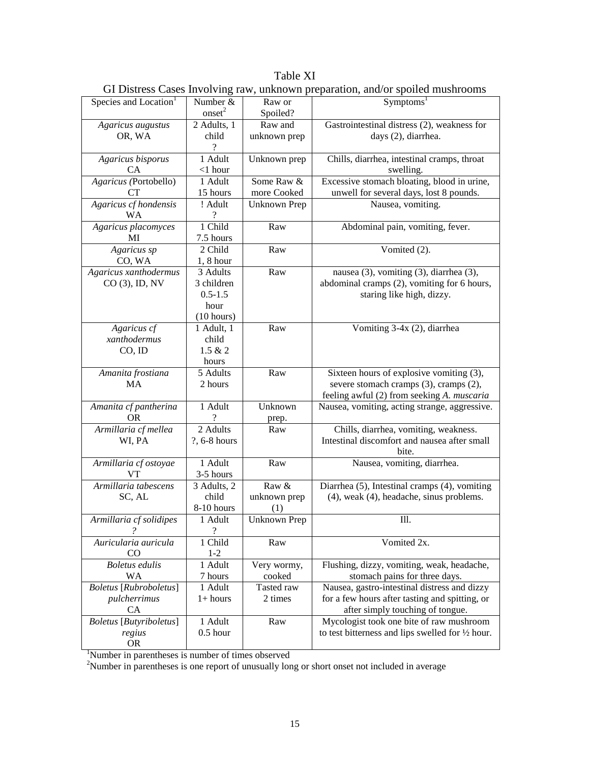Table XI

GI Distress Cases Involving raw, unknown preparation, and/or spoiled mushrooms

| Species and Location[1] | Number & onset[2] | Raw or Spoiled? | Symptoms[1] |
|---|---|---|---|
| *Agaricus augustus* OR, WA | 2 Adults, 1 child ? | Raw and unknown prep | Gastrointestinal distress (2), weakness for days (2), diarrhea. |
| *Agaricus bisporus* CA | 1 Adult <1 hour | Unknown prep | Chills, diarrhea, intestinal cramps, throat swelling. |
| *Agaricus (*Portobello) CT | 1 Adult 15 hours | Some Raw & more Cooked | Excessive stomach bloating, blood in urine, unwell for several days, lost 8 pounds. |
| *Agaricus cf hondensis* WA | ! Adult ? | Unknown Prep | Nausea, vomiting. |
| *Agaricus placomyces* MI | 1 Child 7.5 hours | Raw | Abdominal pain, vomiting, fever. |
| *Agaricus sp* CO, WA | 2 Child 1, 8 hour | Raw | Vomited (2). |
| *Agaricus xanthodermus* CO (3), ID, NV | 3 Adults 3 children 0.5-1.5 hour (10 hours) | Raw | nausea (3), vomiting (3), diarrhea (3), abdominal cramps (2), vomiting for 6 hours, staring like high, dizzy. |
| *Agaricus cf xanthodermus* CO, ID | 1 Adult, 1 child 1.5 & 2 hours | Raw | Vomiting 3-4x (2), diarrhea |
| *Amanita frostiana* MA | 5 Adults 2 hours | Raw | Sixteen hours of explosive vomiting (3), severe stomach cramps (3), cramps (2), feeling awful (2) from seeking *A. muscaria* |
| *Amanita cf pantherina* OR | 1 Adult ? | Unknown prep. | Nausea, vomiting, acting strange, aggressive. |
| *Armillaria cf mellea* WI, PA | 2 Adults ?, 6-8 hours | Raw | Chills, diarrhea, vomiting, weakness. Intestinal discomfort and nausea after small bite. |
| *Armillaria cf ostoyae* VT | 1 Adult 3-5 hours | Raw | Nausea, vomiting, diarrhea. |
| *Armillaria tabescens* SC, AL | 3 Adults, 2 child 8-10 hours | Raw & unknown prep (1) | Diarrhea (5), Intestinal cramps (4), vomiting (4), weak (4), headache, sinus problems. |
| *Armillaria cf solidipes ?* | 1 Adult ? | Unknown Prep | Ill. |
| *Auricularia auricula* CO | 1 Child 1-2 | Raw | Vomited 2x. |
| *Boletus edulis* WA | 1 Adult 7 hours | Very wormy, cooked | Flushing, dizzy, vomiting, weak, headache, stomach pains for three days. |
| *Boletus* [*Rubroboletus*] *pulcherrimus* CA | 1 Adult 1+ hours | Tasted raw 2 times | Nausea, gastro-intestinal distress and dizzy for a few hours after tasting and spitting, or after simply touching of tongue. |
| *Boletus* [*Butyriboletus*] *regius* OR | 1 Adult 0.5 hour | Raw | Mycologist took one bite of raw mushroom to test bitterness and lips swelled for ½ hour. |

[1]Number in parentheses is number of times observed

[2]Number in parentheses is one report of unusually long or short onset not included in average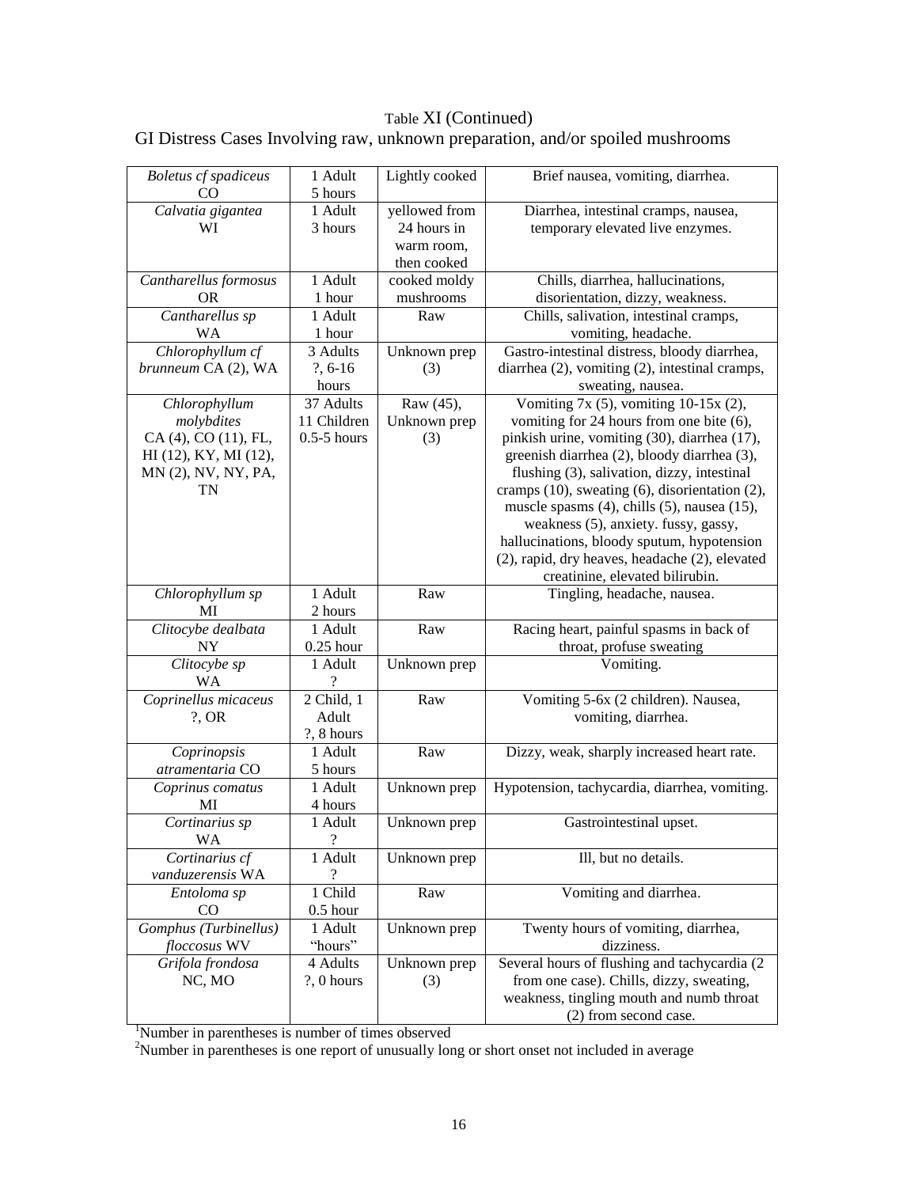Table XI (Continued)
GI Distress Cases Involving raw, unknown preparation, and/or spoiled mushrooms

| | | | |
|---|---|---|---|
| *Boletus cf spadiceus* CO | 1 Adult 5 hours | Lightly cooked | Brief nausea, vomiting, diarrhea. |
| *Calvatia gigantea* WI | 1 Adult 3 hours | yellowed from 24 hours in warm room, then cooked | Diarrhea, intestinal cramps, nausea, temporary elevated live enzymes. |
| *Cantharellus formosus* OR | 1 Adult 1 hour | cooked moldy mushrooms | Chills, diarrhea, hallucinations, disorientation, dizzy, weakness. |
| *Cantharellus sp* WA | 1 Adult 1 hour | Raw | Chills, salivation, intestinal cramps, vomiting, headache. |
| *Chlorophyllum cf brunneum* CA (2), WA | 3 Adults ?, 6-16 hours | Unknown prep (3) | Gastro-intestinal distress, bloody diarrhea, diarrhea (2), vomiting (2), intestinal cramps, sweating, nausea. |
| *Chlorophyllum molybdites* CA (4), CO (11), FL, HI (12), KY, MI (12), MN (2), NV, NY, PA, TN | 37 Adults 11 Children 0.5-5 hours | Raw (45), Unknown prep (3) | Vomiting 7x (5), vomiting 10-15x (2), vomiting for 24 hours from one bite (6), pinkish urine, vomiting (30), diarrhea (17), greenish diarrhea (2), bloody diarrhea (3), flushing (3), salivation, dizzy, intestinal cramps (10), sweating (6), disorientation (2), muscle spasms (4), chills (5), nausea (15), weakness (5), anxiety. fussy, gassy, hallucinations, bloody sputum, hypotension (2), rapid, dry heaves, headache (2), elevated creatinine, elevated bilirubin. |
| *Chlorophyllum sp* MI | 1 Adult 2 hours | Raw | Tingling, headache, nausea. |
| *Clitocybe dealbata* NY | 1 Adult 0.25 hour | Raw | Racing heart, painful spasms in back of throat, profuse sweating |
| *Clitocybe sp* WA | 1 Adult ? | Unknown prep | Vomiting. |
| *Coprinellus micaceus* ?, OR | 2 Child, 1 Adult ?, 8 hours | Raw | Vomiting 5-6x (2 children). Nausea, vomiting, diarrhea. |
| *Coprinopsis atramentaria* CO | 1 Adult 5 hours | Raw | Dizzy, weak, sharply increased heart rate. |
| *Coprinus comatus* MI | 1 Adult 4 hours | Unknown prep | Hypotension, tachycardia, diarrhea, vomiting. |
| *Cortinarius sp* WA | 1 Adult ? | Unknown prep | Gastrointestinal upset. |
| *Cortinarius cf vanduzerensis* WA | 1 Adult ? | Unknown prep | Ill, but no details. |
| *Entoloma sp* CO | 1 Child 0.5 hour | Raw | Vomiting and diarrhea. |
| *Gomphus (Turbinellus) floccosus* WV | 1 Adult "hours" | Unknown prep | Twenty hours of vomiting, diarrhea, dizziness. |
| *Grifola frondosa* NC, MO | 4 Adults ?, 0 hours | Unknown prep (3) | Several hours of flushing and tachycardia (2 from one case). Chills, dizzy, sweating, weakness, tingling mouth and numb throat (2) from second case. |

[1]Number in parentheses is number of times observed

[2]Number in parentheses is one report of unusually long or short onset not included in average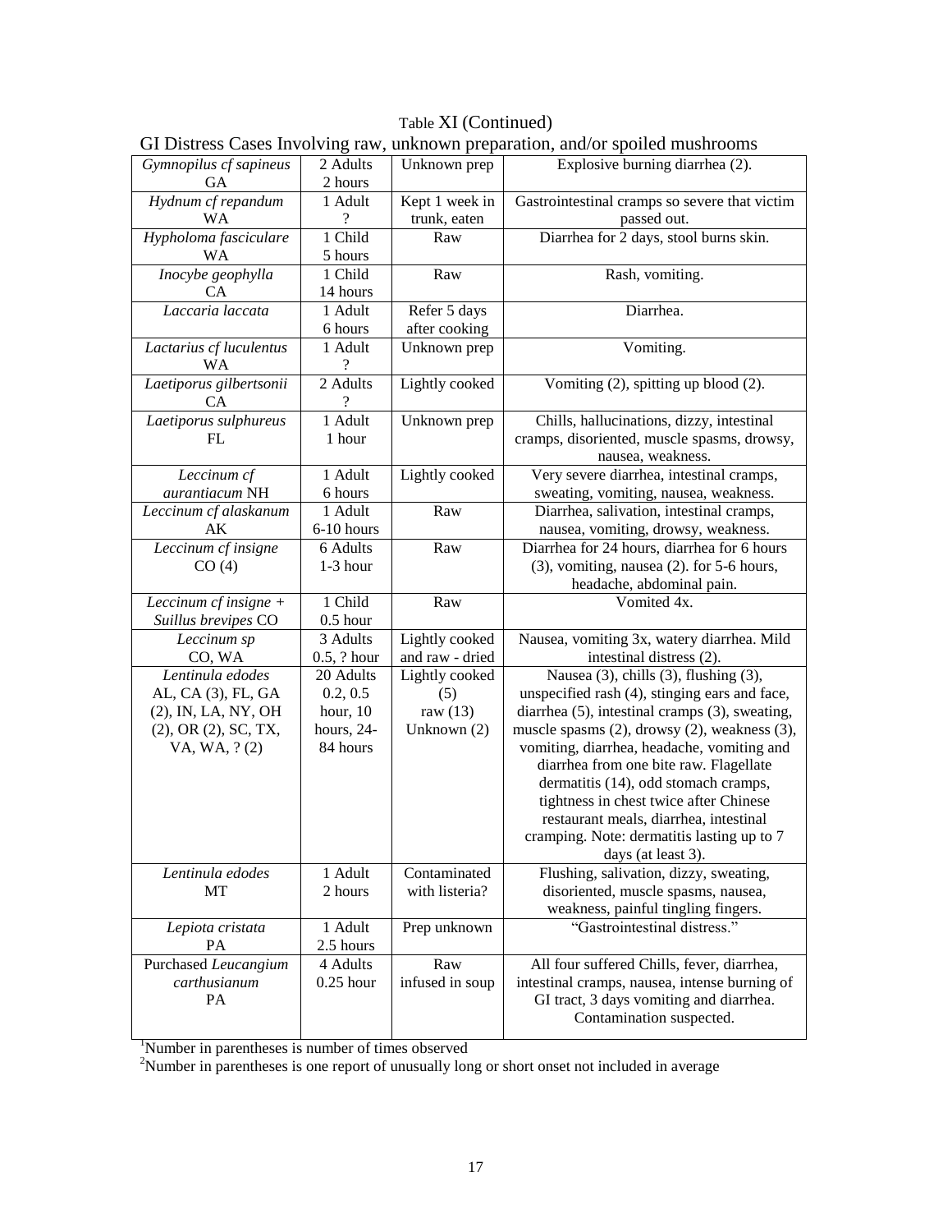Table XI (Continued)

GI Distress Cases Involving raw, unknown preparation, and/or spoiled mushrooms

| | | | |
|---|---|---|---|
| *Gymnopilus cf sapineus* GA | 2 Adults 2 hours | Unknown prep | Explosive burning diarrhea (2). |
| *Hydnum cf repandum* WA | 1 Adult ? | Kept 1 week in trunk, eaten | Gastrointestinal cramps so severe that victim passed out. |
| *Hypholoma fasciculare* WA | 1 Child 5 hours | Raw | Diarrhea for 2 days, stool burns skin. |
| *Inocybe geophylla* CA | 1 Child 14 hours | Raw | Rash, vomiting. |
| *Laccaria laccata* | 1 Adult 6 hours | Refer 5 days after cooking | Diarrhea. |
| *Lactarius cf luculentus* WA | 1 Adult ? | Unknown prep | Vomiting. |
| *Laetiporus gilbertsonii* CA | 2 Adults ? | Lightly cooked | Vomiting (2), spitting up blood (2). |
| *Laetiporus sulphureus* FL | 1 Adult 1 hour | Unknown prep | Chills, hallucinations, dizzy, intestinal cramps, disoriented, muscle spasms, drowsy, nausea, weakness. |
| *Leccinum cf aurantiacum* NH | 1 Adult 6 hours | Lightly cooked | Very severe diarrhea, intestinal cramps, sweating, vomiting, nausea, weakness. |
| *Leccinum cf alaskanum* AK | 1 Adult 6-10 hours | Raw | Diarrhea, salivation, intestinal cramps, nausea, vomiting, drowsy, weakness. |
| *Leccinum cf insigne* CO (4) | 6 Adults 1-3 hour | Raw | Diarrhea for 24 hours, diarrhea for 6 hours (3), vomiting, nausea (2). for 5-6 hours, headache, abdominal pain. |
| *Leccinum cf insigne + Suillus brevipes* CO | 1 Child 0.5 hour | Raw | Vomited 4x. |
| *Leccinum sp* CO, WA | 3 Adults 0.5, ? hour | Lightly cooked and raw - dried | Nausea, vomiting 3x, watery diarrhea. Mild intestinal distress (2). |
| *Lentinula edodes* AL, CA (3), FL, GA (2), IN, LA, NY, OH (2), OR (2), SC, TX, VA, WA, ? (2) | 20 Adults 0.2, 0.5 hour, 10 hours, 24-84 hours | Lightly cooked (5) raw (13) Unknown (2) | Nausea (3), chills (3), flushing (3), unspecified rash (4), stinging ears and face, diarrhea (5), intestinal cramps (3), sweating, muscle spasms (2), drowsy (2), weakness (3), vomiting, diarrhea, headache, vomiting and diarrhea from one bite raw. Flagellate dermatitis (14), odd stomach cramps, tightness in chest twice after Chinese restaurant meals, diarrhea, intestinal cramping. Note: dermatitis lasting up to 7 days (at least 3). |
| *Lentinula edodes* MT | 1 Adult 2 hours | Contaminated with listeria? | Flushing, salivation, dizzy, sweating, disoriented, muscle spasms, nausea, weakness, painful tingling fingers. |
| *Lepiota cristata* PA | 1 Adult 2.5 hours | Prep unknown | "Gastrointestinal distress." |
| Purchased *Leucangium carthusianum* PA | 4 Adults 0.25 hour | Raw infused in soup | All four suffered Chills, fever, diarrhea, intestinal cramps, nausea, intense burning of GI tract, 3 days vomiting and diarrhea. Contamination suspected. |

[1]Number in parentheses is number of times observed

[2]Number in parentheses is one report of unusually long or short onset not included in average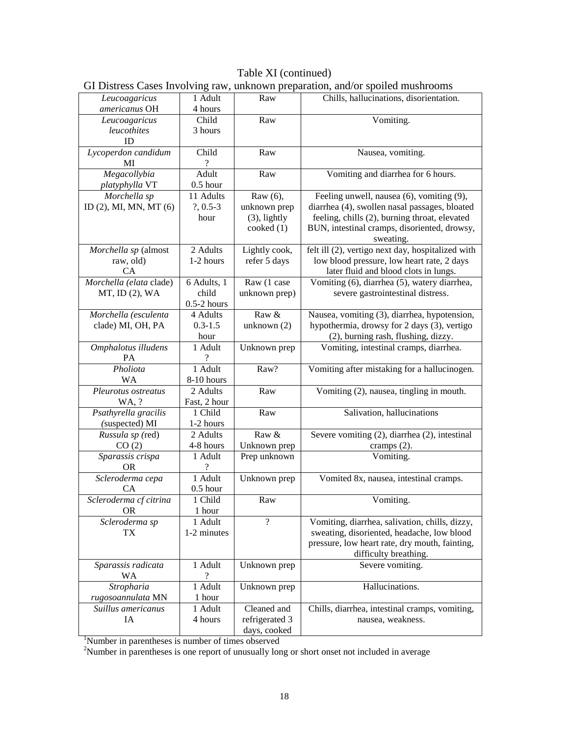Table XI (continued)

GI Distress Cases Involving raw, unknown preparation, and/or spoiled mushrooms

| | | | |
|---|---|---|---|
| *Leucoagaricus americanus* OH | 1 Adult 4 hours | Raw | Chills, hallucinations, disorientation. |
| *Leucoagaricus leucothites* ID | Child 3 hours | Raw | Vomiting. |
| *Lycoperdon candidum* MI | Child ? | Raw | Nausea, vomiting. |
| *Megacollybia platyphylla* VT | Adult 0.5 hour | Raw | Vomiting and diarrhea for 6 hours. |
| *Morchella sp* ID (2), MI, MN, MT (6) | 11 Adults ?, 0.5-3 hour | Raw (6), unknown prep (3), lightly cooked (1) | Feeling unwell, nausea (6), vomiting (9), diarrhea (4), swollen nasal passages, bloated feeling, chills (2), burning throat, elevated BUN, intestinal cramps, disoriented, drowsy, sweating. |
| *Morchella sp* (almost raw, old) CA | 2 Adults 1-2 hours | Lightly cook, refer 5 days | felt ill (2), vertigo next day, hospitalized with low blood pressure, low heart rate, 2 days later fluid and blood clots in lungs. |
| *Morchella (elata* clade) MT, ID (2), WA | 6 Adults, 1 child 0.5-2 hours | Raw (1 case unknown prep) | Vomiting (6), diarrhea (5), watery diarrhea, severe gastrointestinal distress. |
| *Morchella (esculenta* clade) MI, OH, PA | 4 Adults 0.3-1.5 hour | Raw & unknown (2) | Nausea, vomiting (3), diarrhea, hypotension, hypothermia, drowsy for 2 days (3), vertigo (2), burning rash, flushing, dizzy. |
| *Omphalotus illudens* PA | 1 Adult ? | Unknown prep | Vomiting, intestinal cramps, diarrhea. |
| *Pholiota* WA | 1 Adult 8-10 hours | Raw? | Vomiting after mistaking for a hallucinogen. |
| *Pleurotus ostreatus* WA, ? | 2 Adults Fast, 2 hour | Raw | Vomiting (2), nausea, tingling in mouth. |
| *Psathyrella gracilis* (suspected) MI | 1 Child 1-2 hours | Raw | Salivation, hallucinations |
| *Russula sp* (red) CO (2) | 2 Adults 4-8 hours | Raw & Unknown prep | Severe vomiting (2), diarrhea (2), intestinal cramps (2). |
| *Sparassis crispa* OR | 1 Adult ? | Prep unknown | Vomiting. |
| *Scleroderma cepa* CA | 1 Adult 0.5 hour | Unknown prep | Vomited 8x, nausea, intestinal cramps. |
| *Scleroderma cf citrina* OR | 1 Child 1 hour | Raw | Vomiting. |
| *Scleroderma sp* TX | 1 Adult 1-2 minutes | ? | Vomiting, diarrhea, salivation, chills, dizzy, sweating, disoriented, headache, low blood pressure, low heart rate, dry mouth, fainting, difficulty breathing. |
| *Sparassis radicata* WA | 1 Adult ? | Unknown prep | Severe vomiting. |
| *Stropharia rugosoannulata* MN | 1 Adult 1 hour | Unknown prep | Hallucinations. |
| *Suillus americanus* IA | 1 Adult 4 hours | Cleaned and refrigerated 3 days, cooked | Chills, diarrhea, intestinal cramps, vomiting, nausea, weakness. |

[1]Number in parentheses is number of times observed

[2]Number in parentheses is one report of unusually long or short onset not included in average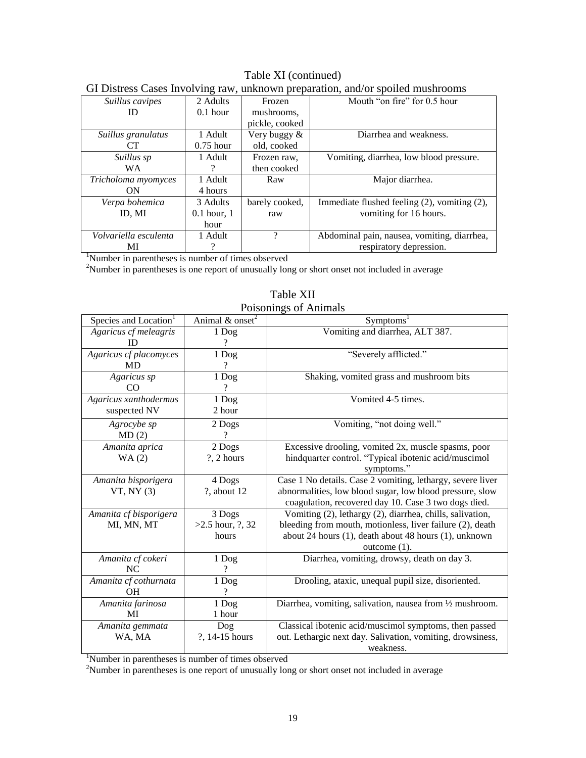Table XI (continued)

GI Distress Cases Involving raw, unknown preparation, and/or spoiled mushrooms

| | | | |
|---|---|---|---|
| *Suillus cavipes* ID | 2 Adults 0.1 hour | Frozen mushrooms, pickle, cooked | Mouth "on fire" for 0.5 hour |
| *Suillus granulatus* CT | 1 Adult 0.75 hour | Very buggy & old, cooked | Diarrhea and weakness. |
| *Suillus sp* WA | 1 Adult ? | Frozen raw, then cooked | Vomiting, diarrhea, low blood pressure. |
| *Tricholoma myomyces* ON | 1 Adult 4 hours | Raw | Major diarrhea. |
| *Verpa bohemica* ID, MI | 3 Adults 0.1 hour, 1 hour | barely cooked, raw | Immediate flushed feeling (2), vomiting (2), vomiting for 16 hours. |
| *Volvariella esculenta* MI | 1 Adult ? | ? | Abdominal pain, nausea, vomiting, diarrhea, respiratory depression. |

[1]Number in parentheses is number of times observed

[2]Number in parentheses is one report of unusually long or short onset not included in average

Table XII

Poisonings of Animals

| Species and Location[1] | Animal & onset[2] | Symptoms[1] |
|---|---|---|
| *Agaricus cf meleagris* ID | 1 Dog ? | Vomiting and diarrhea, ALT 387. |
| *Agaricus cf placomyces* MD | 1 Dog ? | "Severely afflicted." |
| *Agaricus sp* CO | 1 Dog ? | Shaking, vomited grass and mushroom bits |
| *Agaricus xanthodermus* suspected NV | 1 Dog 2 hour | Vomited 4-5 times. |
| *Agrocybe sp* MD (2) | 2 Dogs ? | Vomiting, "not doing well." |
| *Amanita aprica* WA (2) | 2 Dogs ?, 2 hours | Excessive drooling, vomited 2x, muscle spasms, poor hindquarter control. "Typical ibotenic acid/muscimol symptoms." |
| *Amanita bisporigera* VT, NY (3) | 4 Dogs ?, about 12 | Case 1 No details. Case 2 vomiting, lethargy, severe liver abnormalities, low blood sugar, low blood pressure, slow coagulation, recovered day 10. Case 3 two dogs died. |
| *Amanita cf bisporigera* MI, MN, MT | 3 Dogs >2.5 hour, ?, 32 hours | Vomiting (2), lethargy (2), diarrhea, chills, salivation, bleeding from mouth, motionless, liver failure (2), death about 24 hours (1), death about 48 hours (1), unknown outcome (1). |
| *Amanita cf cokeri* NC | 1 Dog ? | Diarrhea, vomiting, drowsy, death on day 3. |
| *Amanita cf cothurnata* OH | 1 Dog ? | Drooling, ataxic, unequal pupil size, disoriented. |
| *Amanita farinosa* MI | 1 Dog 1 hour | Diarrhea, vomiting, salivation, nausea from ½ mushroom. |
| *Amanita gemmata* WA, MA | Dog ?, 14-15 hours | Classical ibotenic acid/muscimol symptoms, then passed out. Lethargic next day. Salivation, vomiting, drowsiness, weakness. |

[1]Number in parentheses is number of times observed

[2]Number in parentheses is one report of unusually long or short onset not included in average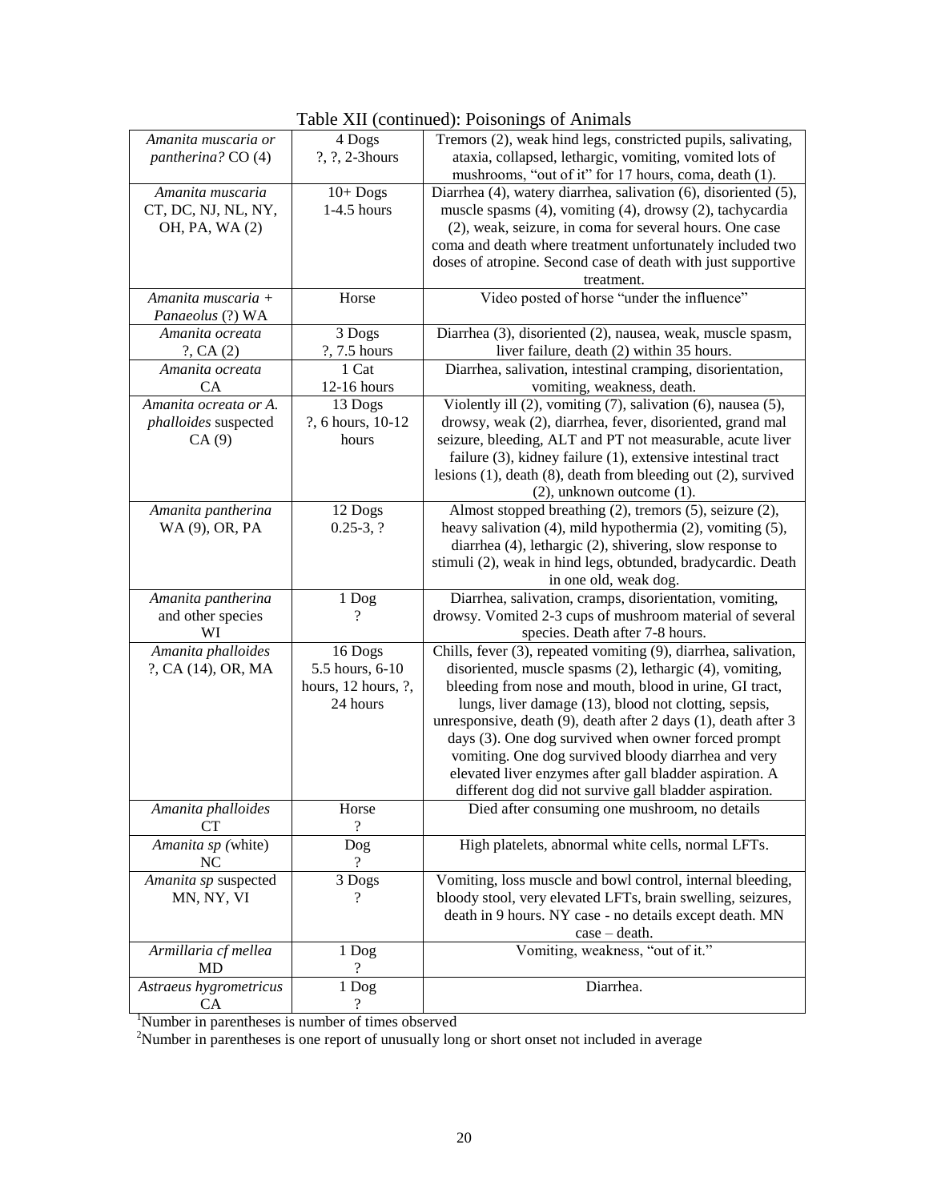Table XII (continued): Poisonings of Animals

| | | |
|---|---|---|
| *Amanita muscaria or pantherina?* CO (4) | 4 Dogs<br>?, ?, 2-3hours | Tremors (2), weak hind legs, constricted pupils, salivating, ataxia, collapsed, lethargic, vomiting, vomited lots of mushrooms, "out of it" for 17 hours, coma, death (1). |
| *Amanita muscaria* CT, DC, NJ, NL, NY, OH, PA, WA (2) | 10+ Dogs<br>1-4.5 hours | Diarrhea (4), watery diarrhea, salivation (6), disoriented (5), muscle spasms (4), vomiting (4), drowsy (2), tachycardia (2), weak, seizure, in coma for several hours. One case coma and death where treatment unfortunately included two doses of atropine. Second case of death with just supportive treatment. |
| *Amanita muscaria + Panaeolus* (?) WA | Horse | Video posted of horse "under the influence" |
| *Amanita ocreata* ?, CA (2) | 3 Dogs<br>?, 7.5 hours | Diarrhea (3), disoriented (2), nausea, weak, muscle spasm, liver failure, death (2) within 35 hours. |
| *Amanita ocreata* CA | 1 Cat<br>12-16 hours | Diarrhea, salivation, intestinal cramping, disorientation, vomiting, weakness, death. |
| *Amanita ocreata or A. phalloides* suspected CA (9) | 13 Dogs<br>?, 6 hours, 10-12 hours | Violently ill (2), vomiting (7), salivation (6), nausea (5), drowsy, weak (2), diarrhea, fever, disoriented, grand mal seizure, bleeding, ALT and PT not measurable, acute liver failure (3), kidney failure (1), extensive intestinal tract lesions (1), death (8), death from bleeding out (2), survived (2), unknown outcome (1). |
| *Amanita pantherina* WA (9), OR, PA | 12 Dogs<br>0.25-3, ? | Almost stopped breathing (2), tremors (5), seizure (2), heavy salivation (4), mild hypothermia (2), vomiting (5), diarrhea (4), lethargic (2), shivering, slow response to stimuli (2), weak in hind legs, obtunded, bradycardic. Death in one old, weak dog. |
| *Amanita pantherina* and other species WI | 1 Dog<br>? | Diarrhea, salivation, cramps, disorientation, vomiting, drowsy. Vomited 2-3 cups of mushroom material of several species. Death after 7-8 hours. |
| *Amanita phalloides* ?, CA (14), OR, MA | 16 Dogs<br>5.5 hours, 6-10 hours, 12 hours, ?, 24 hours | Chills, fever (3), repeated vomiting (9), diarrhea, salivation, disoriented, muscle spasms (2), lethargic (4), vomiting, bleeding from nose and mouth, blood in urine, GI tract, lungs, liver damage (13), blood not clotting, sepsis, unresponsive, death (9), death after 2 days (1), death after 3 days (3). One dog survived when owner forced prompt vomiting. One dog survived bloody diarrhea and very elevated liver enzymes after gall bladder aspiration. A different dog did not survive gall bladder aspiration. |
| *Amanita phalloides* CT | Horse<br>? | Died after consuming one mushroom, no details |
| *Amanita sp* (white) NC | Dog<br>? | High platelets, abnormal white cells, normal LFTs. |
| *Amanita sp* suspected MN, NY, VI | 3 Dogs<br>? | Vomiting, loss muscle and bowl control, internal bleeding, bloody stool, very elevated LFTs, brain swelling, seizures, death in 9 hours. NY case - no details except death. MN case – death. |
| *Armillaria cf mellea* MD | 1 Dog<br>? | Vomiting, weakness, "out of it." |
| *Astraeus hygrometricus* CA | 1 Dog<br>? | Diarrhea. |

[1]Number in parentheses is number of times observed

[2]Number in parentheses is one report of unusually long or short onset not included in average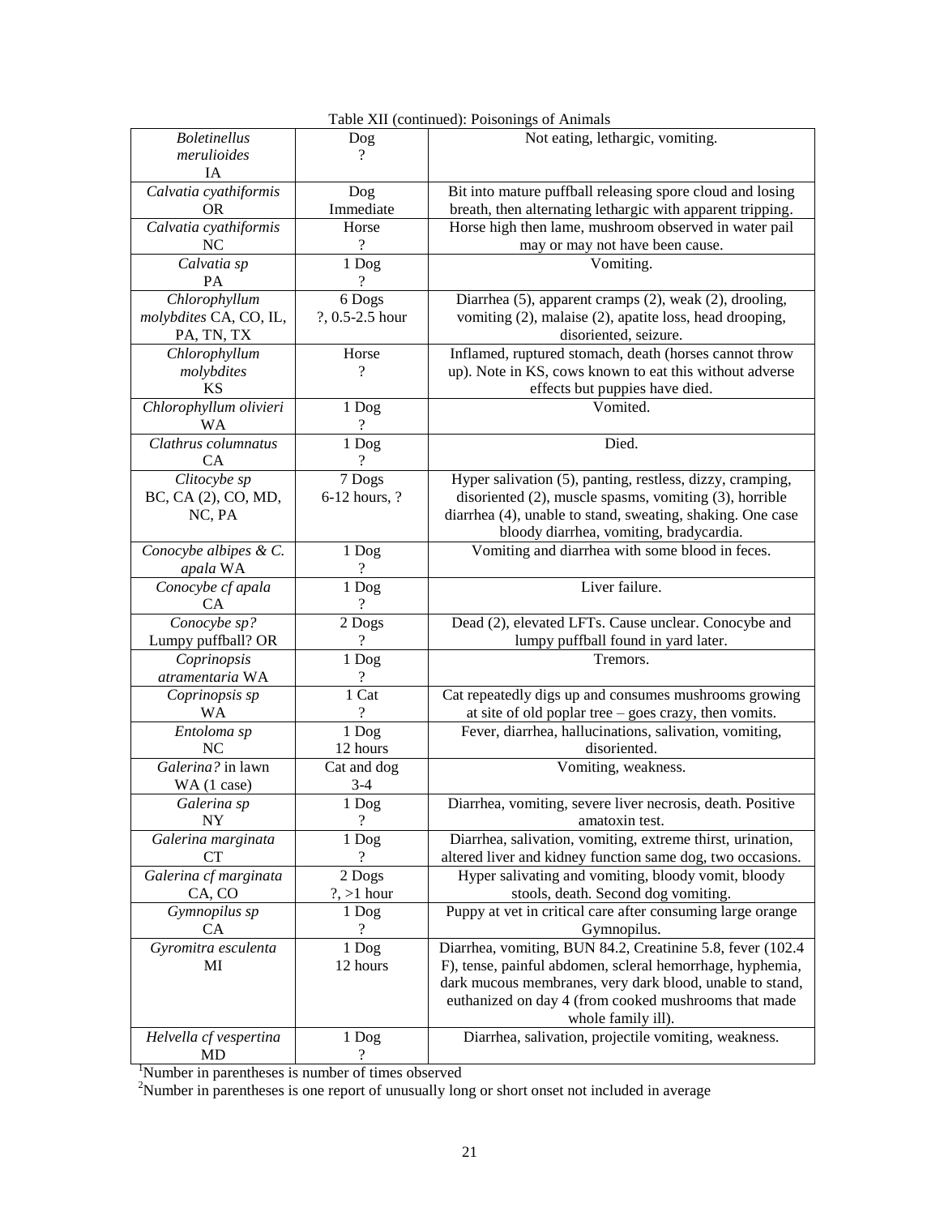Table XII (continued): Poisonings of Animals

| | | |
|---|---|---|
| *Boletinellus merulioides* IA | Dog ? | Not eating, lethargic, vomiting. |
| *Calvatia cyathiformis* OR | Dog Immediate | Bit into mature puffball releasing spore cloud and losing breath, then alternating lethargic with apparent tripping. |
| *Calvatia cyathiformis* NC | Horse ? | Horse high then lame, mushroom observed in water pail may or may not have been cause. |
| *Calvatia sp* PA | 1 Dog ? | Vomiting. |
| *Chlorophyllum molybdites* CA, CO, IL, PA, TN, TX | 6 Dogs ?, 0.5-2.5 hour | Diarrhea (5), apparent cramps (2), weak (2), drooling, vomiting (2), malaise (2), apatite loss, head drooping, disoriented, seizure. |
| *Chlorophyllum molybdites* KS | Horse ? | Inflamed, ruptured stomach, death (horses cannot throw up). Note in KS, cows known to eat this without adverse effects but puppies have died. |
| *Chlorophyllum olivieri* WA | 1 Dog ? | Vomited. |
| *Clathrus columnatus* CA | 1 Dog ? | Died. |
| *Clitocybe sp* BC, CA (2), CO, MD, NC, PA | 7 Dogs 6-12 hours, ? | Hyper salivation (5), panting, restless, dizzy, cramping, disoriented (2), muscle spasms, vomiting (3), horrible diarrhea (4), unable to stand, sweating, shaking. One case bloody diarrhea, vomiting, bradycardia. |
| *Conocybe albipes & C. apala* WA | 1 Dog ? | Vomiting and diarrhea with some blood in feces. |
| *Conocybe cf apala* CA | 1 Dog ? | Liver failure. |
| *Conocybe sp?* Lumpy puffball? OR | 2 Dogs ? | Dead (2), elevated LFTs. Cause unclear. Conocybe and lumpy puffball found in yard later. |
| *Coprinopsis atramentaria* WA | 1 Dog ? | Tremors. |
| *Coprinopsis sp* WA | 1 Cat ? | Cat repeatedly digs up and consumes mushrooms growing at site of old poplar tree – goes crazy, then vomits. |
| *Entoloma sp* NC | 1 Dog 12 hours | Fever, diarrhea, hallucinations, salivation, vomiting, disoriented. |
| *Galerina?* in lawn WA (1 case) | Cat and dog 3-4 | Vomiting, weakness. |
| *Galerina sp* NY | 1 Dog ? | Diarrhea, vomiting, severe liver necrosis, death. Positive amatoxin test. |
| *Galerina marginata* CT | 1 Dog ? | Diarrhea, salivation, vomiting, extreme thirst, urination, altered liver and kidney function same dog, two occasions. |
| *Galerina cf marginata* CA, CO | 2 Dogs ?, >1 hour | Hyper salivating and vomiting, bloody vomit, bloody stools, death. Second dog vomiting. |
| *Gymnopilus sp* CA | 1 Dog ? | Puppy at vet in critical care after consuming large orange Gymnopilus. |
| *Gyromitra esculenta* MI | 1 Dog 12 hours | Diarrhea, vomiting, BUN 84.2, Creatinine 5.8, fever (102.4 F), tense, painful abdomen, scleral hemorrhage, hyphemia, dark mucous membranes, very dark blood, unable to stand, euthanized on day 4 (from cooked mushrooms that made whole family ill). |
| *Helvella cf vespertina* MD | 1 Dog ? | Diarrhea, salivation, projectile vomiting, weakness. |

[1]Number in parentheses is number of times observed

[2]Number in parentheses is one report of unusually long or short onset not included in average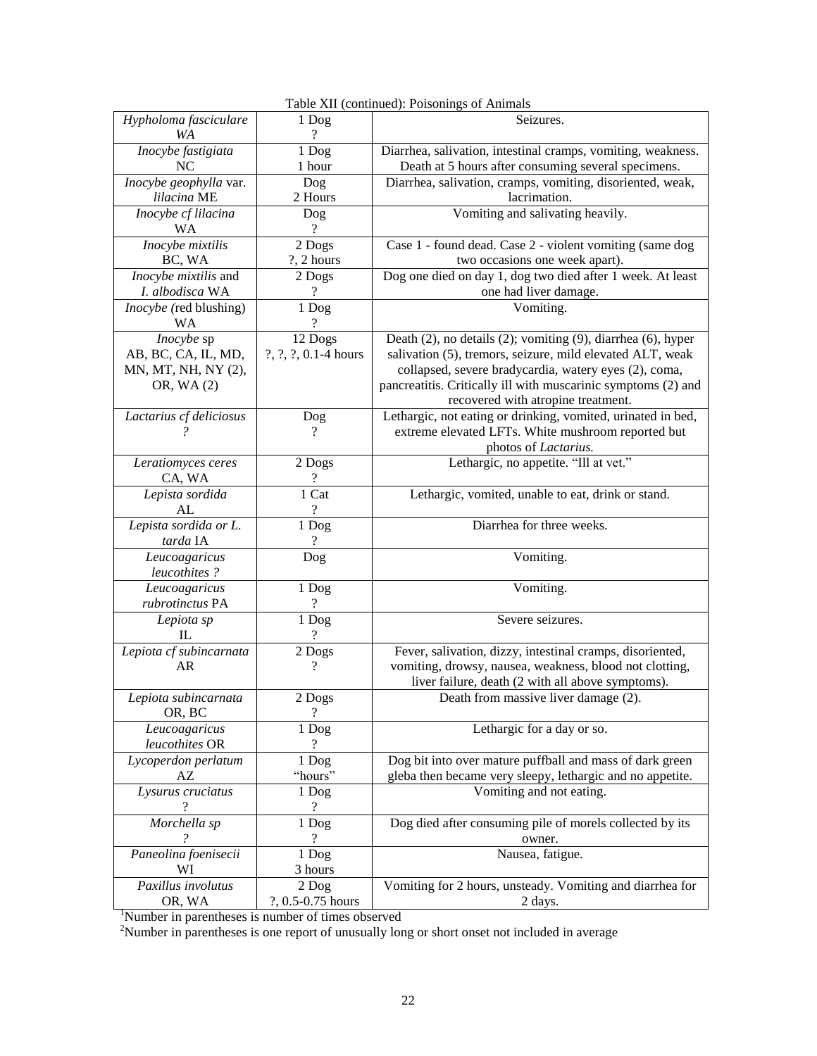Table XII (continued): Poisonings of Animals

| | | |
|---|---|---|
| *Hypholoma fasciculare* *WA* | 1 Dog ? | Seizures. |
| *Inocybe fastigiata* NC | 1 Dog 1 hour | Diarrhea, salivation, intestinal cramps, vomiting, weakness. Death at 5 hours after consuming several specimens. |
| *Inocybe geophylla* var. *lilacina* ME | Dog 2 Hours | Diarrhea, salivation, cramps, vomiting, disoriented, weak, lacrimation. |
| *Inocybe cf lilacina* WA | Dog ? | Vomiting and salivating heavily. |
| *Inocybe mixtilis* BC, WA | 2 Dogs ?, 2 hours | Case 1 - found dead. Case 2 - violent vomiting (same dog two occasions one week apart). |
| *Inocybe mixtilis* and *I. albodisca* WA | 2 Dogs ? | Dog one died on day 1, dog two died after 1 week. At least one had liver damage. |
| *Inocybe (*red blushing) WA | 1 Dog ? | Vomiting. |
| *Inocybe* sp AB, BC, CA, IL, MD, MN, MT, NH, NY (2), OR, WA (2) | 12 Dogs ?, ?, ?, 0.1-4 hours | Death (2), no details (2); vomiting (9), diarrhea (6), hyper salivation (5), tremors, seizure, mild elevated ALT, weak collapsed, severe bradycardia, watery eyes (2), coma, pancreatitis. Critically ill with muscarinic symptoms (2) and recovered with atropine treatment. |
| *Lactarius cf deliciosus* *?* | Dog ? | Lethargic, not eating or drinking, vomited, urinated in bed, extreme elevated LFTs. White mushroom reported but photos of *Lactarius.* |
| *Leratiomyces ceres* CA, WA | 2 Dogs ? | Lethargic, no appetite. "Ill at vet." |
| *Lepista sordida* AL | 1 Cat ? | Lethargic, vomited, unable to eat, drink or stand. |
| *Lepista sordida or L. tarda* IA | 1 Dog ? | Diarrhea for three weeks. |
| *Leucoagaricus leucothites ?* | Dog | Vomiting. |
| *Leucoagaricus rubrotinctus* PA | 1 Dog ? | Vomiting. |
| *Lepiota sp* IL | 1 Dog ? | Severe seizures. |
| *Lepiota cf subincarnata* AR | 2 Dogs ? | Fever, salivation, dizzy, intestinal cramps, disoriented, vomiting, drowsy, nausea, weakness, blood not clotting, liver failure, death (2 with all above symptoms). |
| *Lepiota subincarnata* OR, BC | 2 Dogs ? | Death from massive liver damage (2). |
| *Leucoagaricus leucothites* OR | 1 Dog ? | Lethargic for a day or so. |
| *Lycoperdon perlatum* AZ | 1 Dog "hours" | Dog bit into over mature puffball and mass of dark green gleba then became very sleepy, lethargic and no appetite. |
| *Lysurus cruciatus* ? | 1 Dog ? | Vomiting and not eating. |
| *Morchella sp* *?* | 1 Dog ? | Dog died after consuming pile of morels collected by its owner. |
| *Paneolina foenisecii* WI | 1 Dog 3 hours | Nausea, fatigue. |
| *Paxillus involutus* OR, WA | 2 Dog ?, 0.5-0.75 hours | Vomiting for 2 hours, unsteady. Vomiting and diarrhea for 2 days. |

[1]Number in parentheses is number of times observed

[2]Number in parentheses is one report of unusually long or short onset not included in average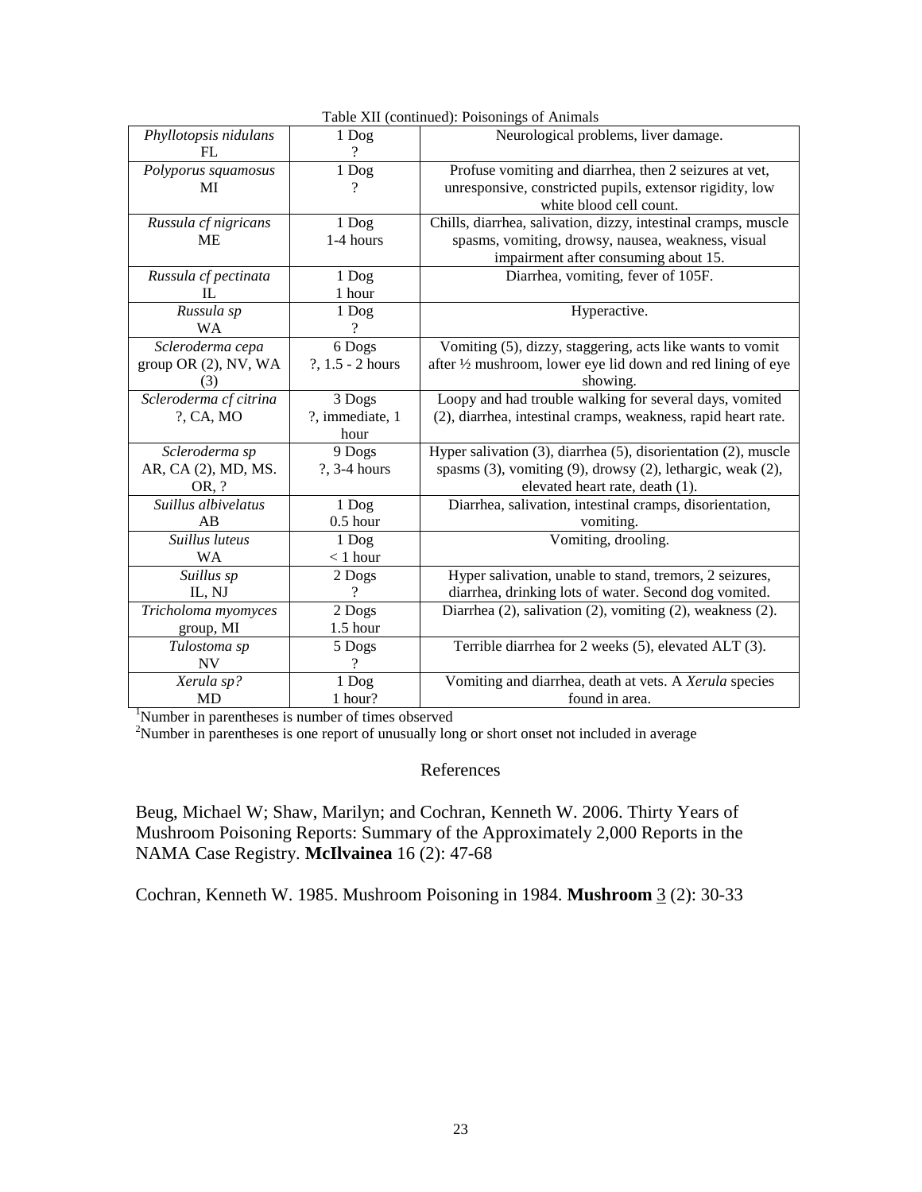Table XII (continued): Poisonings of Animals

| | | |
|---|---|---|
| *Phyllotopsis nidulans* FL | 1 Dog ? | Neurological problems, liver damage. |
| *Polyporus squamosus* MI | 1 Dog ? | Profuse vomiting and diarrhea, then 2 seizures at vet, unresponsive, constricted pupils, extensor rigidity, low white blood cell count. |
| *Russula cf nigricans* ME | 1 Dog 1-4 hours | Chills, diarrhea, salivation, dizzy, intestinal cramps, muscle spasms, vomiting, drowsy, nausea, weakness, visual impairment after consuming about 15. |
| *Russula cf pectinata* IL | 1 Dog 1 hour | Diarrhea, vomiting, fever of 105F. |
| *Russula sp* WA | 1 Dog ? | Hyperactive. |
| *Scleroderma cepa* group OR (2), NV, WA (3) | 6 Dogs ?, 1.5 - 2 hours | Vomiting (5), dizzy, staggering, acts like wants to vomit after ½ mushroom, lower eye lid down and red lining of eye showing. |
| *Scleroderma cf citrina* ?, CA, MO | 3 Dogs ?, immediate, 1 hour | Loopy and had trouble walking for several days, vomited (2), diarrhea, intestinal cramps, weakness, rapid heart rate. |
| *Scleroderma sp* AR, CA (2), MD, MS. OR, ? | 9 Dogs ?, 3-4 hours | Hyper salivation (3), diarrhea (5), disorientation (2), muscle spasms (3), vomiting (9), drowsy (2), lethargic, weak (2), elevated heart rate, death (1). |
| *Suillus albivelatus* AB | 1 Dog 0.5 hour | Diarrhea, salivation, intestinal cramps, disorientation, vomiting. |
| *Suillus luteus* WA | 1 Dog < 1 hour | Vomiting, drooling. |
| *Suillus sp* IL, NJ | 2 Dogs ? | Hyper salivation, unable to stand, tremors, 2 seizures, diarrhea, drinking lots of water. Second dog vomited. |
| *Tricholoma myomyces* group, MI | 2 Dogs 1.5 hour | Diarrhea (2), salivation (2), vomiting (2), weakness (2). |
| *Tulostoma sp* NV | 5 Dogs ? | Terrible diarrhea for 2 weeks (5), elevated ALT (3). |
| *Xerula sp?* MD | 1 Dog 1 hour? | Vomiting and diarrhea, death at vets. A *Xerula* species found in area. |

[1]Number in parentheses is number of times observed

[2]Number in parentheses is one report of unusually long or short onset not included in average

## References

Beug, Michael W; Shaw, Marilyn; and Cochran, Kenneth W. 2006. Thirty Years of Mushroom Poisoning Reports: Summary of the Approximately 2,000 Reports in the NAMA Case Registry. **McIlvainea** 16 (2): 47-68

Cochran, Kenneth W. 1985. Mushroom Poisoning in 1984. **Mushroom** 3 (2): 30-33